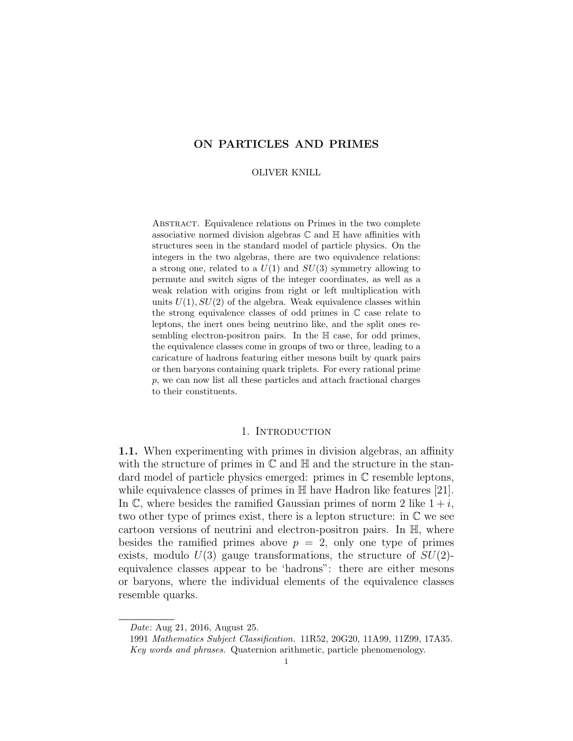# ON PARTICLES AND PRIMES

OLIVER KNILL

Abstract. Equivalence relations on Primes in the two complete associative normed division algebras $\mathbb{C}$ and $\mathbb{H}$ have affinities with structures seen in the standard model of particle physics. On the integers in the two algebras, there are two equivalence relations: a strong one, related to a $U(1)$ and $SU(3)$ symmetry allowing to permute and switch signs of the integer coordinates, as well as a weak relation with origins from right or left multiplication with units $U(1), SU(2)$ of the algebra. Weak equivalence classes within the strong equivalence classes of odd primes in $\mathbb{C}$ case relate to leptons, the inert ones being neutrino like, and the split ones resembling electron-positron pairs. In the $\mathbb{H}$ case, for odd primes, the equivalence classes come in groups of two or three, leading to a caricature of hadrons featuring either mesons built by quark pairs or then baryons containing quark triplets. For every rational prime $p$, we can now list all these particles and attach fractional charges to their constituents.

## 1. Introduction

**1.1.** When experimenting with primes in division algebras, an affinity with the structure of primes in $\mathbb{C}$ and $\mathbb{H}$ and the structure in the standard model of particle physics emerged: primes in $\mathbb{C}$ resemble leptons, while equivalence classes of primes in $\mathbb{H}$ have Hadron like features [21]. In $\mathbb{C}$, where besides the ramified Gaussian primes of norm 2 like $1 + i$, two other type of primes exist, there is a lepton structure: in $\mathbb{C}$ we see cartoon versions of neutrini and electron-positron pairs. In $\mathbb{H}$, where besides the ramified primes above $p = 2$, only one type of primes exists, modulo $U(3)$ gauge transformations, the structure of $SU(2)$-equivalence classes appear to be 'hadrons": there are either mesons or baryons, where the individual elements of the equivalence classes resemble quarks.

---

*Date*: Aug 21, 2016, August 25.

1991 *Mathematics Subject Classification.* 11R52, 20G20, 11A99, 11Z99, 17A35.

*Key words and phrases.* Quaternion arithmetic, particle phenomenology.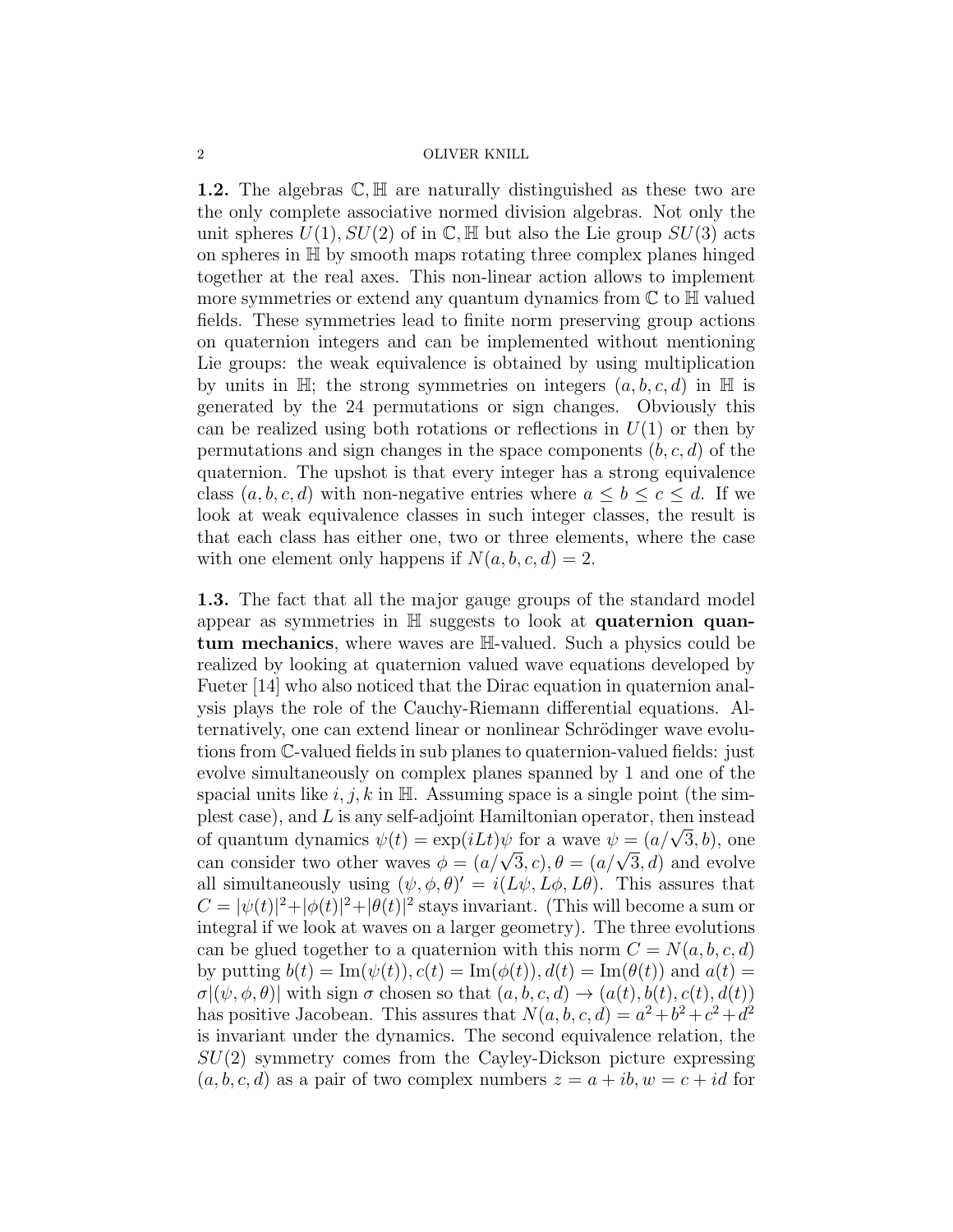**1.2.** The algebras $\mathbb{C}, \mathbb{H}$ are naturally distinguished as these two are the only complete associative normed division algebras. Not only the unit spheres $U(1), SU(2)$ of in $\mathbb{C}, \mathbb{H}$ but also the Lie group $SU(3)$ acts on spheres in $\mathbb{H}$ by smooth maps rotating three complex planes hinged together at the real axes. This non-linear action allows to implement more symmetries or extend any quantum dynamics from $\mathbb{C}$ to $\mathbb{H}$ valued fields. These symmetries lead to finite norm preserving group actions on quaternion integers and can be implemented without mentioning Lie groups: the weak equivalence is obtained by using multiplication by units in $\mathbb{H}$; the strong symmetries on integers $(a, b, c, d)$ in $\mathbb{H}$ is generated by the 24 permutations or sign changes. Obviously this can be realized using both rotations or reflections in $U(1)$ or then by permutations and sign changes in the space components $(b, c, d)$ of the quaternion. The upshot is that every integer has a strong equivalence class $(a, b, c, d)$ with non-negative entries where $a \leq b \leq c \leq d$. If we look at weak equivalence classes in such integer classes, the result is that each class has either one, two or three elements, where the case with one element only happens if $N(a, b, c, d) = 2$.

**1.3.** The fact that all the major gauge groups of the standard model appear as symmetries in $\mathbb{H}$ suggests to look at **quaternion quantum mechanics**, where waves are $\mathbb{H}$-valued. Such a physics could be realized by looking at quaternion valued wave equations developed by Fueter [14] who also noticed that the Dirac equation in quaternion analysis plays the role of the Cauchy-Riemann differential equations. Alternatively, one can extend linear or nonlinear Schrödinger wave evolutions from $\mathbb{C}$-valued fields in sub planes to quaternion-valued fields: just evolve simultaneously on complex planes spanned by 1 and one of the spacial units like $i, j, k$ in $\mathbb{H}$. Assuming space is a single point (the simplest case), and $L$ is any self-adjoint Hamiltonian operator, then instead of quantum dynamics $\psi(t) = \exp(iLt)\psi$ for a wave $\psi = (a/\sqrt{3}, b)$, one can consider two other waves $\phi = (a/\sqrt{3}, c), \theta = (a/\sqrt{3}, d)$ and evolve all simultaneously using $(\psi, \phi, \theta)' = i(L\psi, L\phi, L\theta)$. This assures that $C = |\psi(t)|^2 + |\phi(t)|^2 + |\theta(t)|^2$ stays invariant. (This will become a sum or integral if we look at waves on a larger geometry). The three evolutions can be glued together to a quaternion with this norm $C = N(a, b, c, d)$ by putting $b(t) = \text{Im}(\psi(t)), c(t) = \text{Im}(\phi(t)), d(t) = \text{Im}(\theta(t))$ and $a(t) = \sigma|(\psi, \phi, \theta)|$ with sign $\sigma$ chosen so that $(a, b, c, d) \to (a(t), b(t), c(t), d(t))$ has positive Jacobean. This assures that $N(a, b, c, d) = a^2 + b^2 + c^2 + d^2$ is invariant under the dynamics. The second equivalence relation, the $SU(2)$ symmetry comes from the Cayley-Dickson picture expressing $(a, b, c, d)$ as a pair of two complex numbers $z = a + ib, w = c + id$ for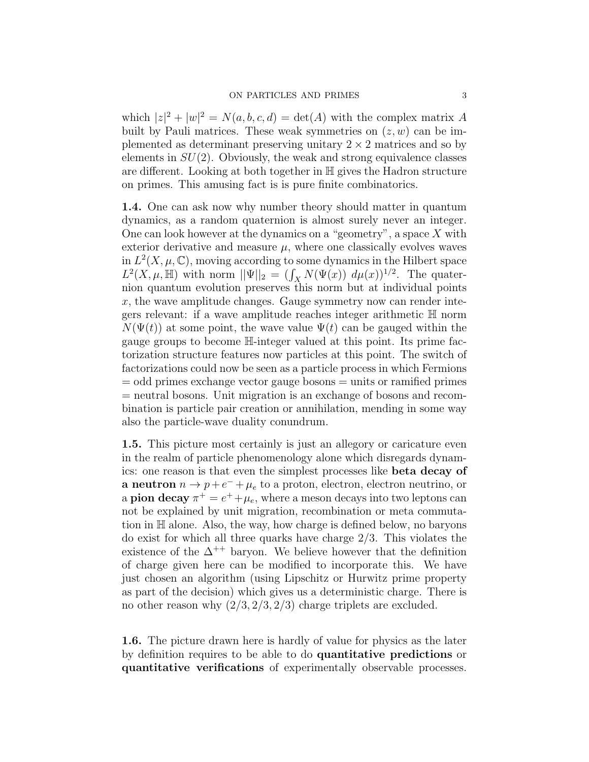which $|z|^2 + |w|^2 = N(a, b, c, d) = \det(A)$ with the complex matrix $A$ built by Pauli matrices. These weak symmetries on $(z, w)$ can be implemented as determinant preserving unitary $2 \times 2$ matrices and so by elements in $SU(2)$. Obviously, the weak and strong equivalence classes are different. Looking at both together in $\mathbb{H}$ gives the Hadron structure on primes. This amusing fact is is pure finite combinatorics.

**1.4.** One can ask now why number theory should matter in quantum dynamics, as a random quaternion is almost surely never an integer. One can look however at the dynamics on a "geometry", a space $X$ with exterior derivative and measure $\mu$, where one classically evolves waves in $L^2(X, \mu, \mathbb{C})$, moving according to some dynamics in the Hilbert space $L^2(X, \mu, \mathbb{H})$ with norm $||\Psi||_2 = (\int_X N(\Psi(x))\ d\mu(x))^{1/2}$. The quaternion quantum evolution preserves this norm but at individual points $x$, the wave amplitude changes. Gauge symmetry now can render integers relevant: if a wave amplitude reaches integer arithmetic $\mathbb{H}$ norm $N(\Psi(t))$ at some point, the wave value $\Psi(t)$ can be gauged within the gauge groups to become $\mathbb{H}$-integer valued at this point. Its prime factorization structure features now particles at this point. The switch of factorizations could now be seen as a particle process in which Fermions = odd primes exchange vector gauge bosons = units or ramified primes = neutral bosons. Unit migration is an exchange of bosons and recombination is particle pair creation or annihilation, mending in some way also the particle-wave duality conundrum.

**1.5.** This picture most certainly is just an allegory or caricature even in the realm of particle phenomenology alone which disregards dynamics: one reason is that even the simplest processes like **beta decay of a neutron** $n \to p + e^- + \mu_e$ to a proton, electron, electron neutrino, or a **pion decay** $\pi^+ = e^+ + \mu_e$, where a meson decays into two leptons can not be explained by unit migration, recombination or meta commutation in $\mathbb{H}$ alone. Also, the way, how charge is defined below, no baryons do exist for which all three quarks have charge $2/3$. This violates the existence of the $\Delta^{++}$ baryon. We believe however that the definition of charge given here can be modified to incorporate this. We have just chosen an algorithm (using Lipschitz or Hurwitz prime property as part of the decision) which gives us a deterministic charge. There is no other reason why $(2/3, 2/3, 2/3)$ charge triplets are excluded.

**1.6.** The picture drawn here is hardly of value for physics as the later by definition requires to be able to do **quantitative predictions** or **quantitative verifications** of experimentally observable processes.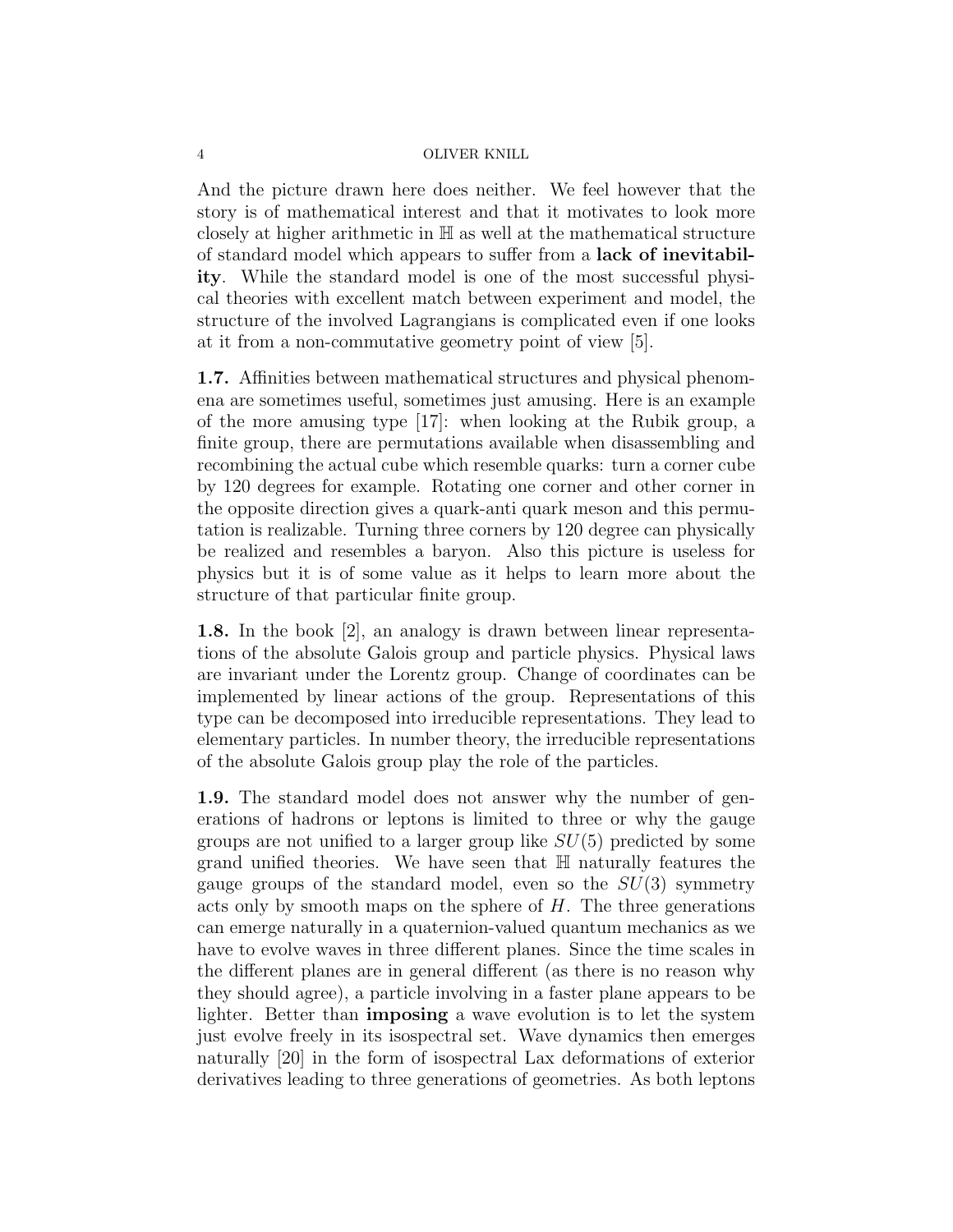And the picture drawn here does neither. We feel however that the story is of mathematical interest and that it motivates to look more closely at higher arithmetic in $\mathbb{H}$ as well at the mathematical structure of standard model which appears to suffer from a **lack of inevitability**. While the standard model is one of the most successful physical theories with excellent match between experiment and model, the structure of the involved Lagrangians is complicated even if one looks at it from a non-commutative geometry point of view [5].

**1.7.** Affinities between mathematical structures and physical phenomena are sometimes useful, sometimes just amusing. Here is an example of the more amusing type [17]: when looking at the Rubik group, a finite group, there are permutations available when disassembling and recombining the actual cube which resemble quarks: turn a corner cube by 120 degrees for example. Rotating one corner and other corner in the opposite direction gives a quark-anti quark meson and this permutation is realizable. Turning three corners by 120 degree can physically be realized and resembles a baryon. Also this picture is useless for physics but it is of some value as it helps to learn more about the structure of that particular finite group.

**1.8.** In the book [2], an analogy is drawn between linear representations of the absolute Galois group and particle physics. Physical laws are invariant under the Lorentz group. Change of coordinates can be implemented by linear actions of the group. Representations of this type can be decomposed into irreducible representations. They lead to elementary particles. In number theory, the irreducible representations of the absolute Galois group play the role of the particles.

**1.9.** The standard model does not answer why the number of generations of hadrons or leptons is limited to three or why the gauge groups are not unified to a larger group like $SU(5)$ predicted by some grand unified theories. We have seen that $\mathbb{H}$ naturally features the gauge groups of the standard model, even so the $SU(3)$ symmetry acts only by smooth maps on the sphere of $H$. The three generations can emerge naturally in a quaternion-valued quantum mechanics as we have to evolve waves in three different planes. Since the time scales in the different planes are in general different (as there is no reason why they should agree), a particle involving in a faster plane appears to be lighter. Better than **imposing** a wave evolution is to let the system just evolve freely in its isospectral set. Wave dynamics then emerges naturally [20] in the form of isospectral Lax deformations of exterior derivatives leading to three generations of geometries. As both leptons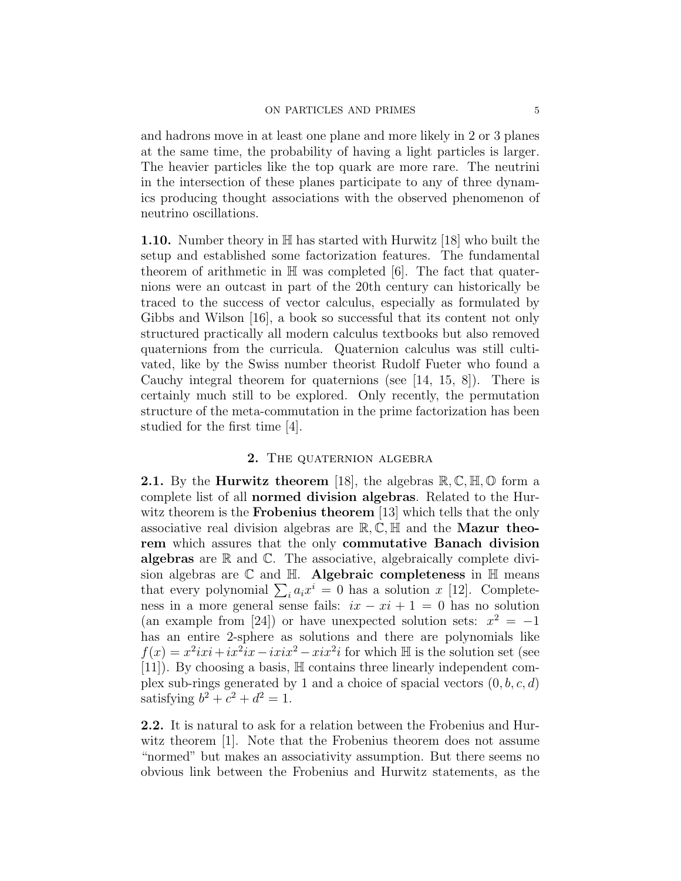and hadrons move in at least one plane and more likely in 2 or 3 planes at the same time, the probability of having a light particles is larger. The heavier particles like the top quark are more rare. The neutrini in the intersection of these planes participate to any of three dynamics producing thought associations with the observed phenomenon of neutrino oscillations.

**1.10.** Number theory in $\mathbb{H}$ has started with Hurwitz [18] who built the setup and established some factorization features. The fundamental theorem of arithmetic in $\mathbb{H}$ was completed [6]. The fact that quaternions were an outcast in part of the 20th century can historically be traced to the success of vector calculus, especially as formulated by Gibbs and Wilson [16], a book so successful that its content not only structured practically all modern calculus textbooks but also removed quaternions from the curricula. Quaternion calculus was still cultivated, like by the Swiss number theorist Rudolf Fueter who found a Cauchy integral theorem for quaternions (see [14, 15, 8]). There is certainly much still to be explored. Only recently, the permutation structure of the meta-commutation in the prime factorization has been studied for the first time [4].

## 2. The quaternion algebra

**2.1.** By the **Hurwitz theorem** [18], the algebras $\mathbb{R}, \mathbb{C}, \mathbb{H}, \mathbb{O}$ form a complete list of all **normed division algebras**. Related to the Hurwitz theorem is the **Frobenius theorem** [13] which tells that the only associative real division algebras are $\mathbb{R}, \mathbb{C}, \mathbb{H}$ and the **Mazur theorem** which assures that the only **commutative Banach division algebras** are $\mathbb{R}$ and $\mathbb{C}$. The associative, algebraically complete division algebras are $\mathbb{C}$ and $\mathbb{H}$. **Algebraic completeness** in $\mathbb{H}$ means that every polynomial $\sum_i a_i x^i = 0$ has a solution $x$ [12]. Completeness in a more general sense fails: $ix - xi + 1 = 0$ has no solution (an example from [24]) or have unexpected solution sets: $x^2 = -1$ has an entire 2-sphere as solutions and there are polynomials like $f(x) = x^2ixi + ix^2ix - ixix^2 - xix^2i$ for which $\mathbb{H}$ is the solution set (see [11]). By choosing a basis, $\mathbb{H}$ contains three linearly independent complex sub-rings generated by 1 and a choice of spacial vectors $(0, b, c, d)$ satisfying $b^2 + c^2 + d^2 = 1$.

**2.2.** It is natural to ask for a relation between the Frobenius and Hurwitz theorem [1]. Note that the Frobenius theorem does not assume "normed" but makes an associativity assumption. But there seems no obvious link between the Frobenius and Hurwitz statements, as the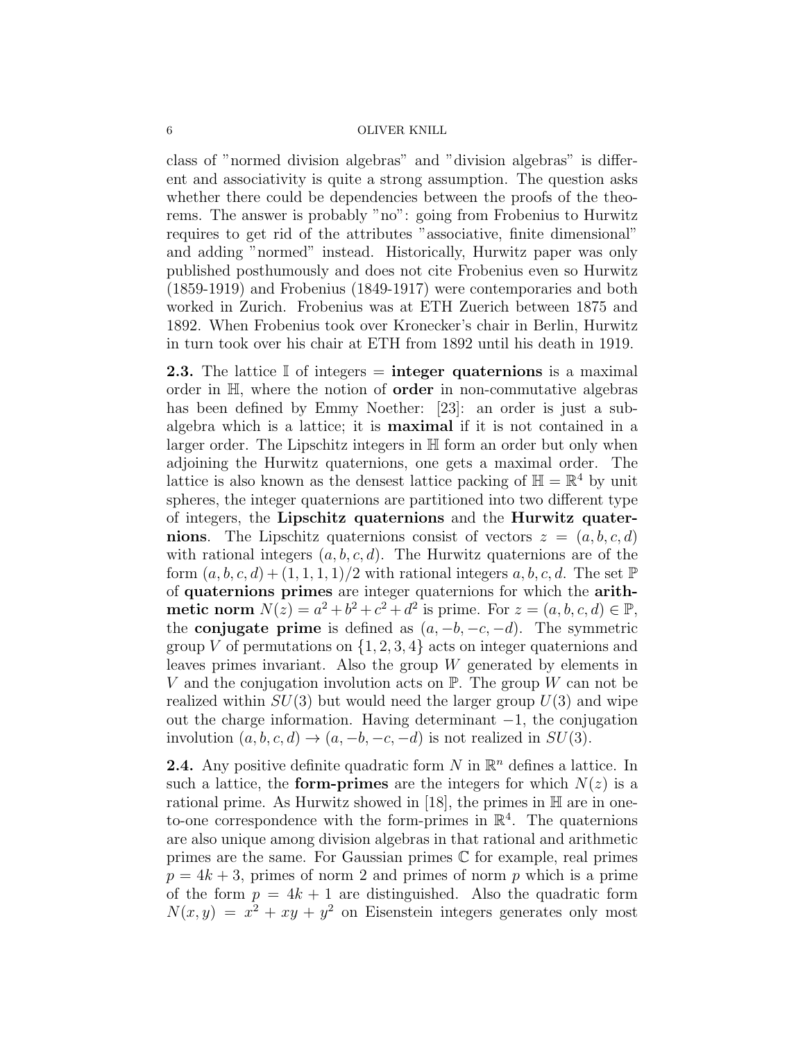class of "normed division algebras" and "division algebras" is different and associativity is quite a strong assumption. The question asks whether there could be dependencies between the proofs of the theorems. The answer is probably "no": going from Frobenius to Hurwitz requires to get rid of the attributes "associative, finite dimensional" and adding "normed" instead. Historically, Hurwitz paper was only published posthumously and does not cite Frobenius even so Hurwitz (1859-1919) and Frobenius (1849-1917) were contemporaries and both worked in Zurich. Frobenius was at ETH Zuerich between 1875 and 1892. When Frobenius took over Kronecker's chair in Berlin, Hurwitz in turn took over his chair at ETH from 1892 until his death in 1919.

**2.3.** The lattice $\mathbb{I}$ of integers = **integer quaternions** is a maximal order in $\mathbb{H}$, where the notion of **order** in non-commutative algebras has been defined by Emmy Noether: [23]: an order is just a subalgebra which is a lattice; it is **maximal** if it is not contained in a larger order. The Lipschitz integers in $\mathbb{H}$ form an order but only when adjoining the Hurwitz quaternions, one gets a maximal order. The lattice is also known as the densest lattice packing of $\mathbb{H} = \mathbb{R}^4$ by unit spheres, the integer quaternions are partitioned into two different type of integers, the **Lipschitz quaternions** and the **Hurwitz quaternions**. The Lipschitz quaternions consist of vectors $z = (a, b, c, d)$ with rational integers $(a, b, c, d)$. The Hurwitz quaternions are of the form $(a, b, c, d) + (1, 1, 1, 1)/2$ with rational integers $a, b, c, d$. The set $\mathbb{P}$ of **quaternions primes** are integer quaternions for which the **arithmetic norm** $N(z) = a^2 + b^2 + c^2 + d^2$ is prime. For $z = (a, b, c, d) \in \mathbb{P}$, the **conjugate prime** is defined as $(a, -b, -c, -d)$. The symmetric group $V$ of permutations on $\{1, 2, 3, 4\}$ acts on integer quaternions and leaves primes invariant. Also the group $W$ generated by elements in $V$ and the conjugation involution acts on $\mathbb{P}$. The group $W$ can not be realized within $SU(3)$ but would need the larger group $U(3)$ and wipe out the charge information. Having determinant $-1$, the conjugation involution $(a, b, c, d) \to (a, -b, -c, -d)$ is not realized in $SU(3)$.

**2.4.** Any positive definite quadratic form $N$ in $\mathbb{R}^n$ defines a lattice. In such a lattice, the **form-primes** are the integers for which $N(z)$ is a rational prime. As Hurwitz showed in [18], the primes in $\mathbb{H}$ are in one-to-one correspondence with the form-primes in $\mathbb{R}^4$. The quaternions are also unique among division algebras in that rational and arithmetic primes are the same. For Gaussian primes $\mathbb{C}$ for example, real primes $p = 4k + 3$, primes of norm 2 and primes of norm $p$ which is a prime of the form $p = 4k + 1$ are distinguished. Also the quadratic form $N(x, y) = x^2 + xy + y^2$ on Eisenstein integers generates only most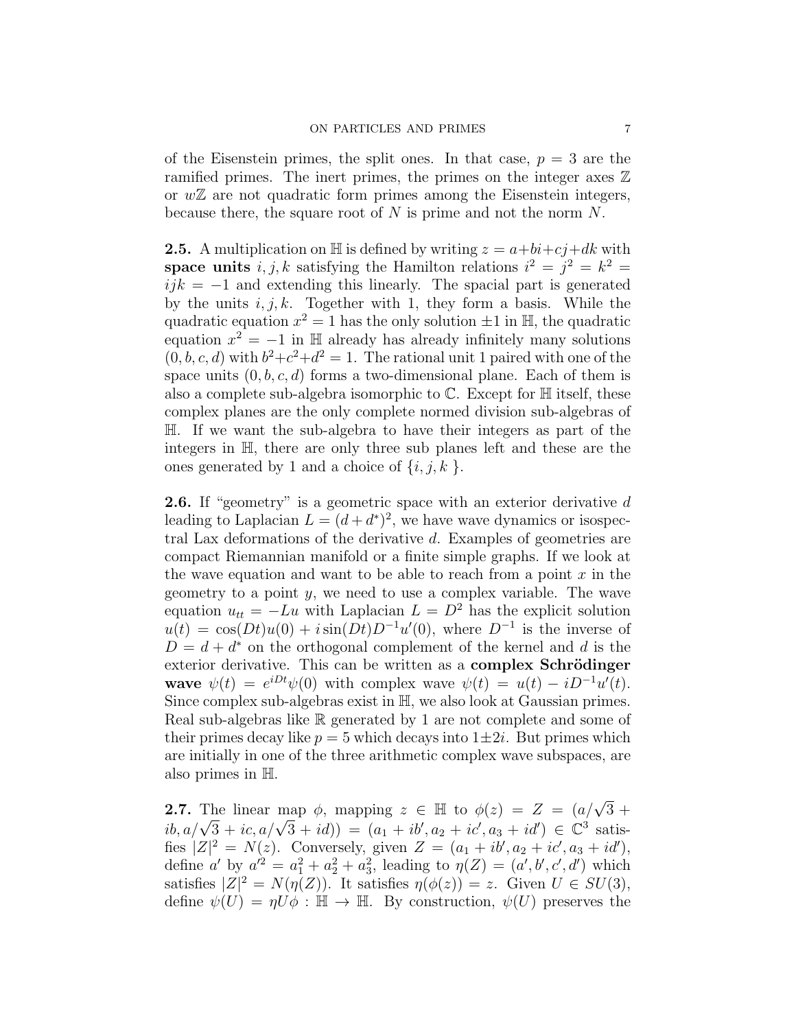of the Eisenstein primes, the split ones. In that case, $p = 3$ are the ramified primes. The inert primes, the primes on the integer axes $\mathbb{Z}$ or $w\mathbb{Z}$ are not quadratic form primes among the Eisenstein integers, because there, the square root of $N$ is prime and not the norm $N$.

**2.5.** A multiplication on $\mathbb{H}$ is defined by writing $z = a+bi+cj+dk$ with **space units** $i, j, k$ satisfying the Hamilton relations $i^2 = j^2 = k^2 = ijk = -1$ and extending this linearly. The spacial part is generated by the units $i, j, k$. Together with 1, they form a basis. While the quadratic equation $x^2 = 1$ has the only solution $\pm 1$ in $\mathbb{H}$, the quadratic equation $x^2 = -1$ in $\mathbb{H}$ already has already infinitely many solutions $(0, b, c, d)$ with $b^2+c^2+d^2 = 1$. The rational unit 1 paired with one of the space units $(0, b, c, d)$ forms a two-dimensional plane. Each of them is also a complete sub-algebra isomorphic to $\mathbb{C}$. Except for $\mathbb{H}$ itself, these complex planes are the only complete normed division sub-algebras of $\mathbb{H}$. If we want the sub-algebra to have their integers as part of the integers in $\mathbb{H}$, there are only three sub planes left and these are the ones generated by 1 and a choice of $\{i, j, k\}$.

**2.6.** If "geometry" is a geometric space with an exterior derivative $d$ leading to Laplacian $L = (d + d^*)^2$, we have wave dynamics or isospectral Lax deformations of the derivative $d$. Examples of geometries are compact Riemannian manifold or a finite simple graphs. If we look at the wave equation and want to be able to reach from a point $x$ in the geometry to a point $y$, we need to use a complex variable. The wave equation $u_{tt} = -Lu$ with Laplacian $L = D^2$ has the explicit solution $u(t) = \cos(Dt)u(0) + i\sin(Dt)D^{-1}u'(0)$, where $D^{-1}$ is the inverse of $D = d + d^*$ on the orthogonal complement of the kernel and $d$ is the exterior derivative. This can be written as a **complex Schrödinger wave** $\psi(t) = e^{iDt}\psi(0)$ with complex wave $\psi(t) = u(t) - iD^{-1}u'(t)$. Since complex sub-algebras exist in $\mathbb{H}$, we also look at Gaussian primes. Real sub-algebras like $\mathbb{R}$ generated by 1 are not complete and some of their primes decay like $p = 5$ which decays into $1\pm 2i$. But primes which are initially in one of the three arithmetic complex wave subspaces, are also primes in $\mathbb{H}$.

**2.7.** The linear map $\phi$, mapping $z \in \mathbb{H}$ to $\phi(z) = Z = (a/\sqrt{3} + ib, a/\sqrt{3} + ic, a/\sqrt{3} + id)) = (a_1 + ib', a_2 + ic', a_3 + id') \in \mathbb{C}^3$ satisfies $|Z|^2 = N(z)$. Conversely, given $Z = (a_1 + ib', a_2 + ic', a_3 + id')$, define $a'$ by $a'^2 = a_1^2 + a_2^2 + a_3^2$, leading to $\eta(Z) = (a', b', c', d')$ which satisfies $|Z|^2 = N(\eta(Z))$. It satisfies $\eta(\phi(z)) = z$. Given $U \in SU(3)$, define $\psi(U) = \eta U\phi : \mathbb{H} \to \mathbb{H}$. By construction, $\psi(U)$ preserves the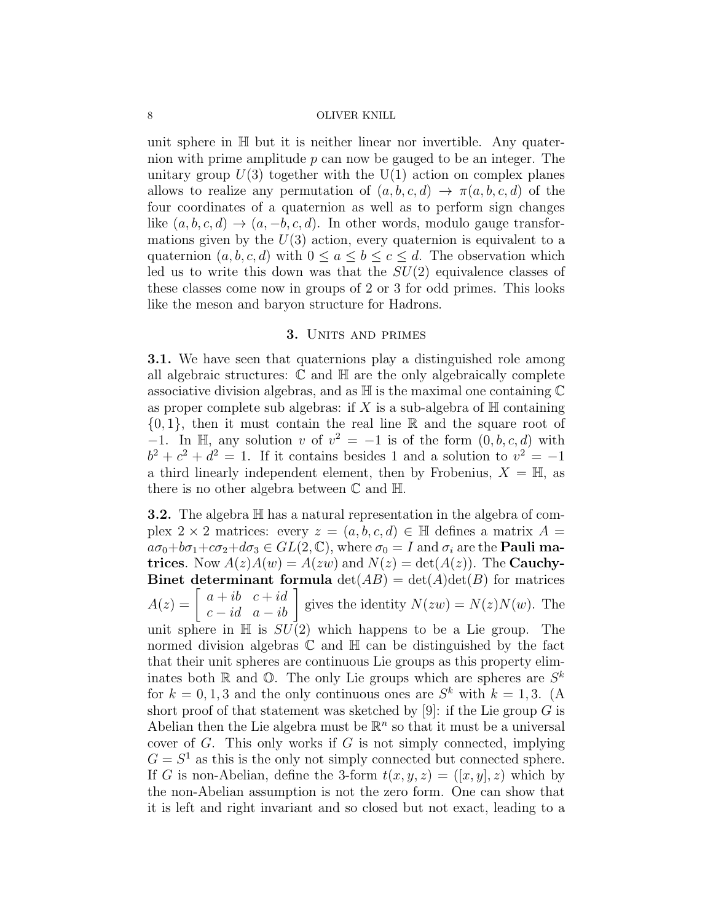unit sphere in $\mathbb{H}$ but it is neither linear nor invertible. Any quaternion with prime amplitude $p$ can now be gauged to be an integer. The unitary group $U(3)$ together with the U(1) action on complex planes allows to realize any permutation of $(a, b, c, d) \to \pi(a, b, c, d)$ of the four coordinates of a quaternion as well as to perform sign changes like $(a, b, c, d) \to (a, -b, c, d)$. In other words, modulo gauge transformations given by the $U(3)$ action, every quaternion is equivalent to a quaternion $(a, b, c, d)$ with $0 \leq a \leq b \leq c \leq d$. The observation which led us to write this down was that the $SU(2)$ equivalence classes of these classes come now in groups of 2 or 3 for odd primes. This looks like the meson and baryon structure for Hadrons.

## 3. Units and primes

**3.1.** We have seen that quaternions play a distinguished role among all algebraic structures: $\mathbb{C}$ and $\mathbb{H}$ are the only algebraically complete associative division algebras, and as $\mathbb{H}$ is the maximal one containing $\mathbb{C}$ as proper complete sub algebras: if $X$ is a sub-algebra of $\mathbb{H}$ containing $\{0, 1\}$, then it must contain the real line $\mathbb{R}$ and the square root of $-1$. In $\mathbb{H}$, any solution $v$ of $v^2 = -1$ is of the form $(0, b, c, d)$ with $b^2 + c^2 + d^2 = 1$. If it contains besides 1 and a solution to $v^2 = -1$ a third linearly independent element, then by Frobenius, $X = \mathbb{H}$, as there is no other algebra between $\mathbb{C}$ and $\mathbb{H}$.

**3.2.** The algebra $\mathbb{H}$ has a natural representation in the algebra of complex $2 \times 2$ matrices: every $z = (a, b, c, d) \in \mathbb{H}$ defines a matrix $A = a\sigma_0 + b\sigma_1 + c\sigma_2 + d\sigma_3 \in GL(2, \mathbb{C})$, where $\sigma_0 = I$ and $\sigma_i$ are the **Pauli matrices**. Now $A(z)A(w) = A(zw)$ and $N(z) = \det(A(z))$. The **Cauchy-Binet determinant formula** $\det(AB) = \det(A)\det(B)$ for matrices $A(z) = \begin{bmatrix} a + ib & c + id \\ c - id & a - ib \end{bmatrix}$ gives the identity $N(zw) = N(z)N(w)$. The unit sphere in $\mathbb{H}$ is $SU(2)$ which happens to be a Lie group. The normed division algebras $\mathbb{C}$ and $\mathbb{H}$ can be distinguished by the fact that their unit spheres are continuous Lie groups as this property eliminates both $\mathbb{R}$ and $\mathbb{O}$. The only Lie groups which are spheres are $S^k$ for $k = 0, 1, 3$ and the only continuous ones are $S^k$ with $k = 1, 3$. (A short proof of that statement was sketched by [9]: if the Lie group $G$ is Abelian then the Lie algebra must be $\mathbb{R}^n$ so that it must be a universal cover of $G$. This only works if $G$ is not simply connected, implying $G = S^1$ as this is the only not simply connected but connected sphere. If $G$ is non-Abelian, define the 3-form $t(x, y, z) = ([x, y], z)$ which by the non-Abelian assumption is not the zero form. One can show that it is left and right invariant and so closed but not exact, leading to a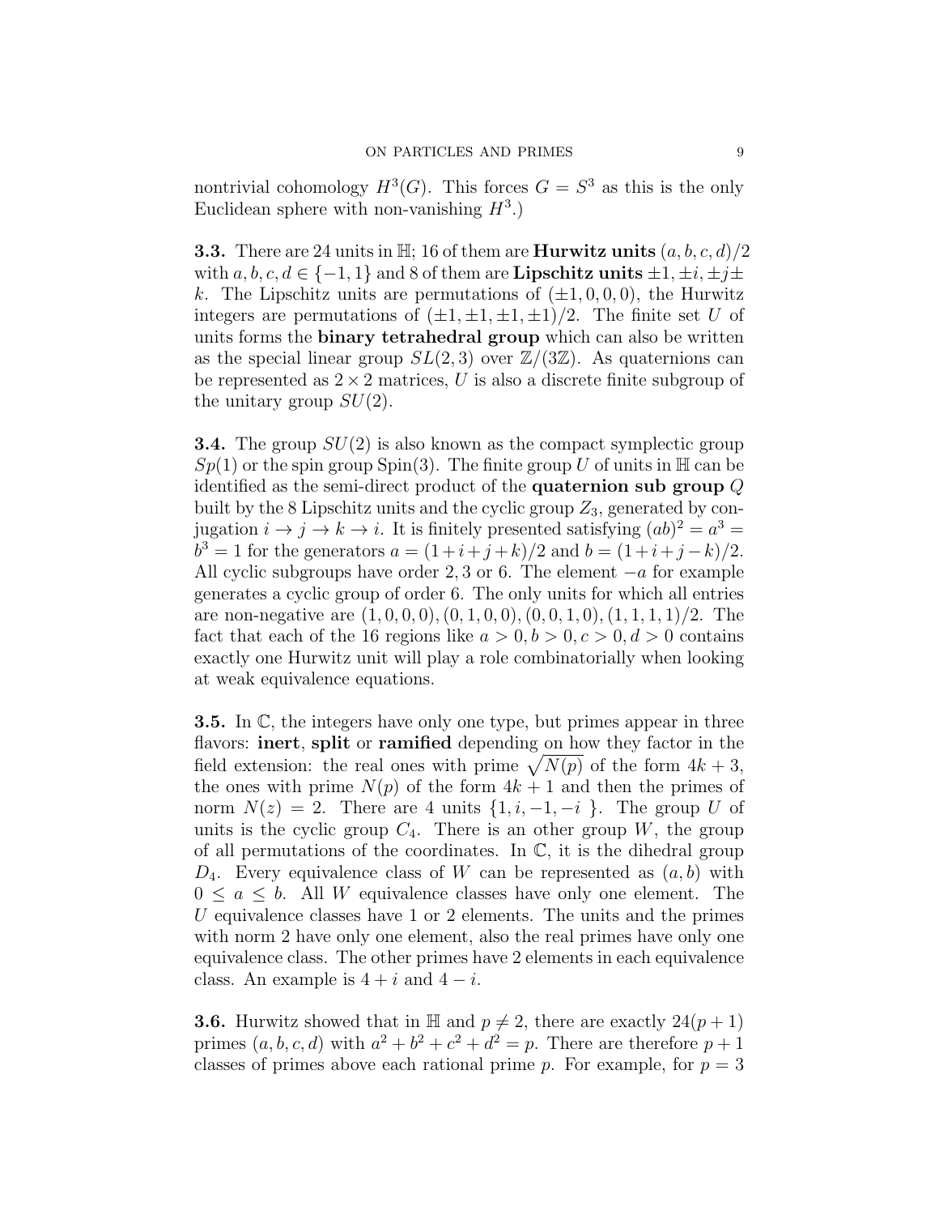nontrivial cohomology $H^3(G)$. This forces $G = S^3$ as this is the only Euclidean sphere with non-vanishing $H^3$.)

**3.3.** There are 24 units in $\mathbb{H}$; 16 of them are **Hurwitz units** $(a, b, c, d)/2$ with $a, b, c, d \in \{-1, 1\}$ and 8 of them are **Lipschitz units** $\pm 1, \pm i, \pm j \pm k$. The Lipschitz units are permutations of $(\pm 1, 0, 0, 0)$, the Hurwitz integers are permutations of $(\pm 1, \pm 1, \pm 1, \pm 1)/2$. The finite set $U$ of units forms the **binary tetrahedral group** which can also be written as the special linear group $SL(2, 3)$ over $\mathbb{Z}/(3\mathbb{Z})$. As quaternions can be represented as $2 \times 2$ matrices, $U$ is also a discrete finite subgroup of the unitary group $SU(2)$.

**3.4.** The group $SU(2)$ is also known as the compact symplectic group $Sp(1)$ or the spin group $\text{Spin}(3)$. The finite group $U$ of units in $\mathbb{H}$ can be identified as the semi-direct product of the **quaternion sub group** $Q$ built by the 8 Lipschitz units and the cyclic group $Z_3$, generated by conjugation $i \to j \to k \to i$. It is finitely presented satisfying $(ab)^2 = a^3 = b^3 = 1$ for the generators $a = (1+i+j+k)/2$ and $b = (1+i+j-k)/2$. All cyclic subgroups have order 2, 3 or 6. The element $-a$ for example generates a cyclic group of order 6. The only units for which all entries are non-negative are $(1, 0, 0, 0), (0, 1, 0, 0), (0, 0, 1, 0), (1, 1, 1, 1)/2$. The fact that each of the 16 regions like $a > 0, b > 0, c > 0, d > 0$ contains exactly one Hurwitz unit will play a role combinatorially when looking at weak equivalence equations.

**3.5.** In $\mathbb{C}$, the integers have only one type, but primes appear in three flavors: **inert**, **split** or **ramified** depending on how they factor in the field extension: the real ones with prime $\sqrt{N(p)}$ of the form $4k + 3$, the ones with prime $N(p)$ of the form $4k + 1$ and then the primes of norm $N(z) = 2$. There are 4 units $\{1, i, -1, -i\}$. The group $U$ of units is the cyclic group $C_4$. There is an other group $W$, the group of all permutations of the coordinates. In $\mathbb{C}$, it is the dihedral group $D_4$. Every equivalence class of $W$ can be represented as $(a, b)$ with $0 \leq a \leq b$. All $W$ equivalence classes have only one element. The $U$ equivalence classes have 1 or 2 elements. The units and the primes with norm 2 have only one element, also the real primes have only one equivalence class. The other primes have 2 elements in each equivalence class. An example is $4 + i$ and $4 - i$.

**3.6.** Hurwitz showed that in $\mathbb{H}$ and $p \neq 2$, there are exactly $24(p + 1)$ primes $(a, b, c, d)$ with $a^2 + b^2 + c^2 + d^2 = p$. There are therefore $p + 1$ classes of primes above each rational prime $p$. For example, for $p = 3$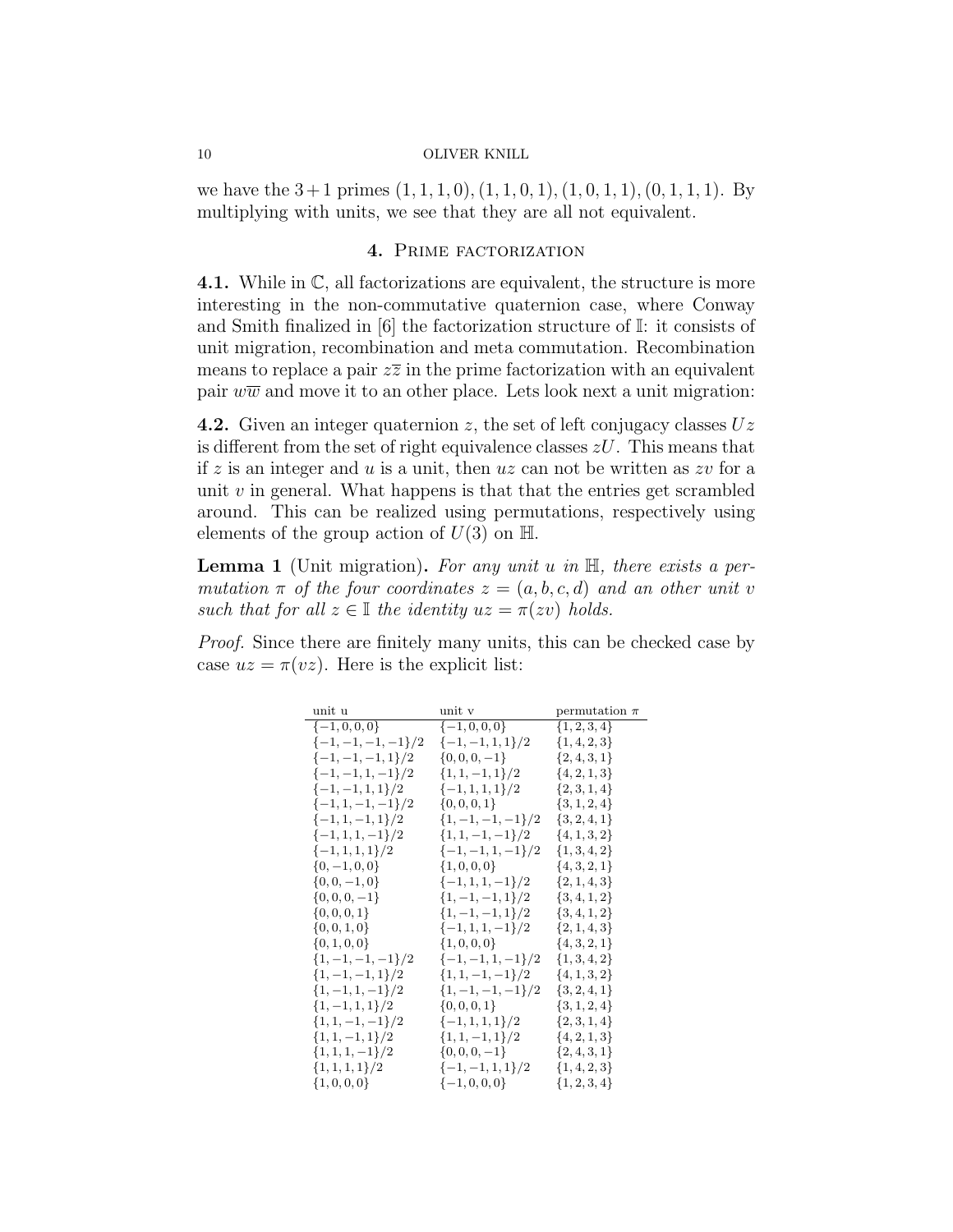we have the $3+1$ primes $(1,1,1,0),(1,1,0,1),(1,0,1,1),(0,1,1,1)$. By multiplying with units, we see that they are all not equivalent.

## 4. Prime factorization

**4.1.** While in $\mathbb{C}$, all factorizations are equivalent, the structure is more interesting in the non-commutative quaternion case, where Conway and Smith finalized in [6] the factorization structure of $\mathbb{I}$: it consists of unit migration, recombination and meta commutation. Recombination means to replace a pair $z\overline{z}$ in the prime factorization with an equivalent pair $w\overline{w}$ and move it to an other place. Lets look next a unit migration:

**4.2.** Given an integer quaternion $z$, the set of left conjugacy classes $Uz$ is different from the set of right equivalence classes $zU$. This means that if $z$ is an integer and $u$ is a unit, then $uz$ can not be written as $zv$ for a unit $v$ in general. What happens is that that the entries get scrambled around. This can be realized using permutations, respectively using elements of the group action of $U(3)$ on $\mathbb{H}$.

**Lemma 1** (Unit migration)**.** *For any unit $u$ in $\mathbb{H}$, there exists a permutation $\pi$ of the four coordinates $z=(a,b,c,d)$ and an other unit $v$ such that for all $z \in \mathbb{I}$ the identity $uz = \pi(zv)$ holds.*

*Proof.* Since there are finitely many units, this can be checked case by case $uz = \pi(vz)$. Here is the explicit list:

| unit u | unit v | permutation $\pi$ |
|---|---|---|
| $\{-1,0,0,0\}$ | $\{-1,0,0,0\}$ | $\{1,2,3,4\}$ |
| $\{-1,-1,-1,-1\}/2$ | $\{-1,-1,1,1\}/2$ | $\{1,4,2,3\}$ |
| $\{-1,-1,-1,1\}/2$ | $\{0,0,0,-1\}$ | $\{2,4,3,1\}$ |
| $\{-1,-1,1,-1\}/2$ | $\{1,1,-1,1\}/2$ | $\{4,2,1,3\}$ |
| $\{-1,-1,1,1\}/2$ | $\{-1,1,1,1\}/2$ | $\{2,3,1,4\}$ |
| $\{-1,1,-1,-1\}/2$ | $\{0,0,0,1\}$ | $\{3,1,2,4\}$ |
| $\{-1,1,-1,1\}/2$ | $\{1,-1,-1,-1\}/2$ | $\{3,2,4,1\}$ |
| $\{-1,1,1,-1\}/2$ | $\{1,1,-1,-1\}/2$ | $\{4,1,3,2\}$ |
| $\{-1,1,1,1\}/2$ | $\{-1,-1,1,-1\}/2$ | $\{1,3,4,2\}$ |
| $\{0,-1,0,0\}$ | $\{1,0,0,0\}$ | $\{4,3,2,1\}$ |
| $\{0,0,-1,0\}$ | $\{-1,1,1,-1\}/2$ | $\{2,1,4,3\}$ |
| $\{0,0,0,-1\}$ | $\{1,-1,-1,1\}/2$ | $\{3,4,1,2\}$ |
| $\{0,0,0,1\}$ | $\{1,-1,-1,1\}/2$ | $\{3,4,1,2\}$ |
| $\{0,0,1,0\}$ | $\{-1,1,1,-1\}/2$ | $\{2,1,4,3\}$ |
| $\{0,1,0,0\}$ | $\{1,0,0,0\}$ | $\{4,3,2,1\}$ |
| $\{1,-1,-1,-1\}/2$ | $\{-1,-1,1,-1\}/2$ | $\{1,3,4,2\}$ |
| $\{1,-1,-1,1\}/2$ | $\{1,1,-1,-1\}/2$ | $\{4,1,3,2\}$ |
| $\{1,-1,1,-1\}/2$ | $\{1,-1,-1,-1\}/2$ | $\{3,2,4,1\}$ |
| $\{1,-1,1,1\}/2$ | $\{0,0,0,1\}$ | $\{3,1,2,4\}$ |
| $\{1,1,-1,-1\}/2$ | $\{-1,1,1,1\}/2$ | $\{2,3,1,4\}$ |
| $\{1,1,-1,1\}/2$ | $\{1,1,-1,1\}/2$ | $\{4,2,1,3\}$ |
| $\{1,1,1,-1\}/2$ | $\{0,0,0,-1\}$ | $\{2,4,3,1\}$ |
| $\{1,1,1,1\}/2$ | $\{-1,-1,1,1\}/2$ | $\{1,4,2,3\}$ |
| $\{1,0,0,0\}$ | $\{-1,0,0,0\}$ | $\{1,2,3,4\}$ |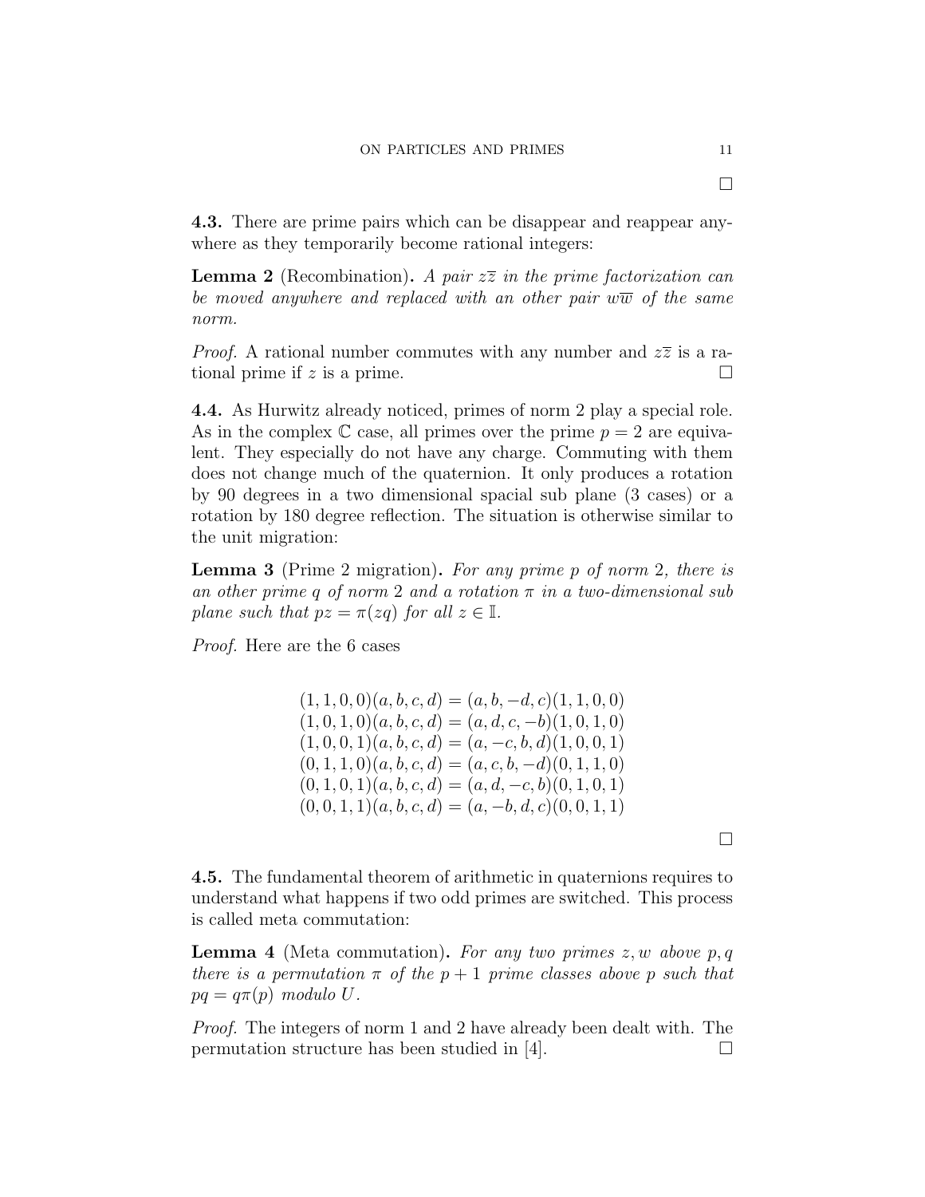□

**4.3.** There are prime pairs which can be disappear and reappear anywhere as they temporarily become rational integers:

**Lemma 2** (Recombination)**.** *A pair $z\overline{z}$ in the prime factorization can be moved anywhere and replaced with an other pair $w\overline{w}$ of the same norm.*

*Proof.* A rational number commutes with any number and $z\overline{z}$ is a rational prime if $z$ is a prime. □

**4.4.** As Hurwitz already noticed, primes of norm 2 play a special role. As in the complex $\mathbb{C}$ case, all primes over the prime $p = 2$ are equivalent. They especially do not have any charge. Commuting with them does not change much of the quaternion. It only produces a rotation by 90 degrees in a two dimensional spacial sub plane (3 cases) or a rotation by 180 degree reflection. The situation is otherwise similar to the unit migration:

**Lemma 3** (Prime 2 migration)**.** *For any prime $p$ of norm 2, there is an other prime $q$ of norm 2 and a rotation $\pi$ in a two-dimensional sub plane such that $pz = \pi(zq)$ for all $z \in \mathbb{I}$.*

*Proof.* Here are the 6 cases

$$
\begin{array}{l}
(1,1,0,0)(a,b,c,d) = (a,b,-d,c)(1,1,0,0) \\
(1,0,1,0)(a,b,c,d) = (a,d,c,-b)(1,0,1,0) \\
(1,0,0,1)(a,b,c,d) = (a,-c,b,d)(1,0,0,1) \\
(0,1,1,0)(a,b,c,d) = (a,c,b,-d)(0,1,1,0) \\
(0,1,0,1)(a,b,c,d) = (a,d,-c,b)(0,1,0,1) \\
(0,0,1,1)(a,b,c,d) = (a,-b,d,c)(0,0,1,1)
\end{array}
$$

□

**4.5.** The fundamental theorem of arithmetic in quaternions requires to understand what happens if two odd primes are switched. This process is called meta commutation:

**Lemma 4** (Meta commutation)**.** *For any two primes $z, w$ above $p, q$ there is a permutation $\pi$ of the $p+1$ prime classes above $p$ such that $pq = q\pi(p)$ modulo $U$.*

*Proof.* The integers of norm 1 and 2 have already been dealt with. The permutation structure has been studied in [4]. □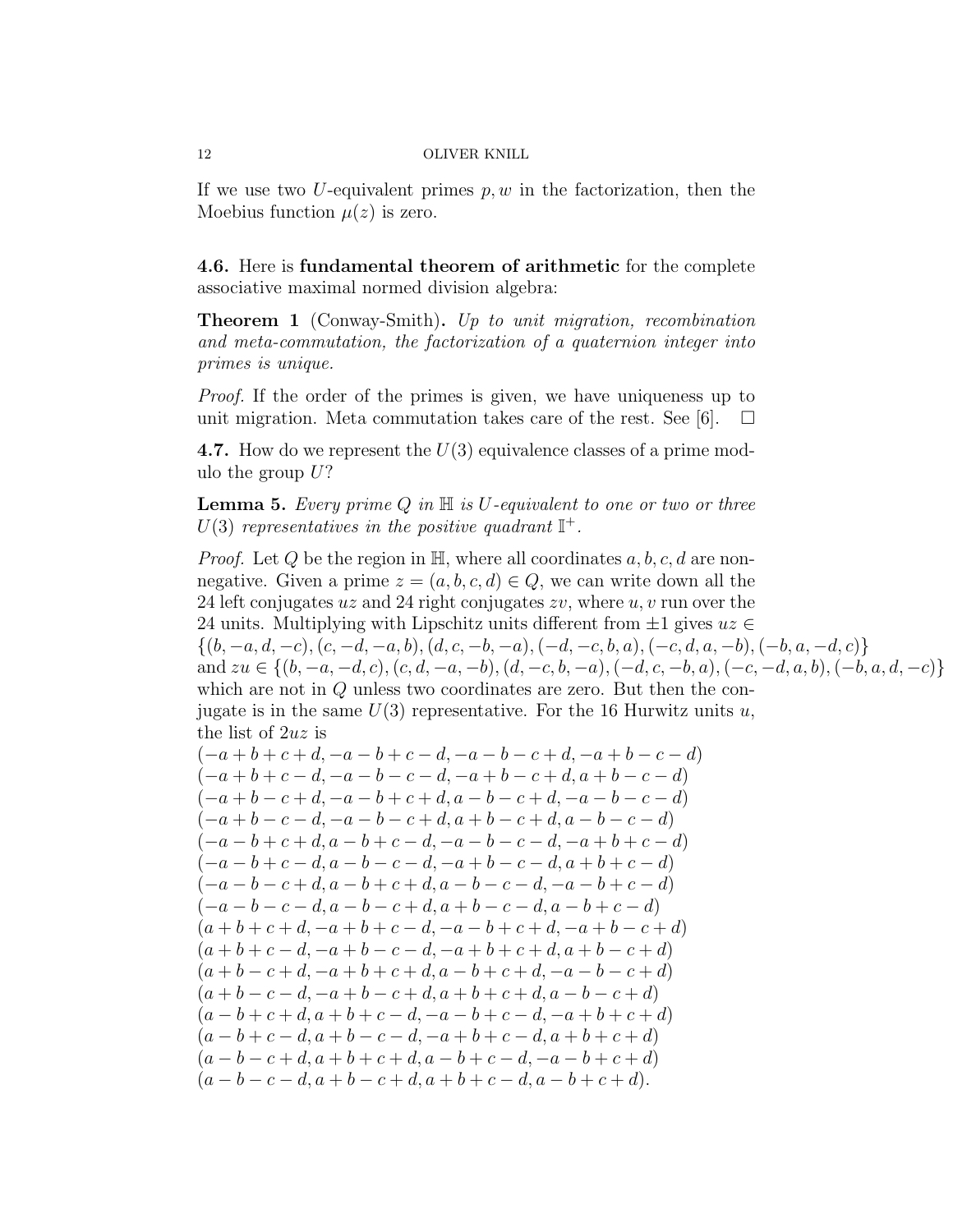If we use two $U$-equivalent primes $p, w$ in the factorization, then the Moebius function $\mu(z)$ is zero.

**4.6.** Here is **fundamental theorem of arithmetic** for the complete associative maximal normed division algebra:

**Theorem 1** (Conway-Smith)**.** *Up to unit migration, recombination and meta-commutation, the factorization of a quaternion integer into primes is unique.*

*Proof.* If the order of the primes is given, we have uniqueness up to unit migration. Meta commutation takes care of the rest. See [6]. $\square$

**4.7.** How do we represent the $U(3)$ equivalence classes of a prime modulo the group $U$?

**Lemma 5.** *Every prime $Q$ in $\mathbb{H}$ is $U$-equivalent to one or two or three $U(3)$ representatives in the positive quadrant $\mathbb{I}^+$.*

*Proof.* Let $Q$ be the region in $\mathbb{H}$, where all coordinates $a, b, c, d$ are nonnegative. Given a prime $z = (a, b, c, d) \in Q$, we can write down all the 24 left conjugates $uz$ and 24 right conjugates $zv$, where $u, v$ run over the 24 units. Multiplying with Lipschitz units different from $\pm 1$ gives $uz \in \{(b, -a, d, -c), (c, -d, -a, b), (d, c, -b, -a), (-d, -c, b, a), (-c, d, a, -b), (-b, a, -d, c)\}$ and $zu \in \{(b, -a, -d, c), (c, d, -a, -b), (d, -c, b, -a), (-d, c, -b, a), (-c, -d, a, b), (-b, a, d, -c)\}$ which are not in $Q$ unless two coordinates are zero. But then the conjugate is in the same $U(3)$ representative. For the 16 Hurwitz units $u$, the list of $2uz$ is

$$
\begin{array}{l}
(-a+b+c+d, -a-b+c-d, -a-b-c+d, -a+b-c-d) \\
(-a+b+c-d, -a-b-c-d, -a+b-c+d, a+b-c-d) \\
(-a+b-c+d, -a-b+c+d, a-b-c+d, -a-b-c-d) \\
(-a+b-c-d, -a-b-c+d, a+b-c+d, a-b-c-d) \\
(-a-b+c+d, a-b+c-d, -a-b-c-d, -a+b+c-d) \\
(-a-b+c-d, a-b-c-d, -a+b-c-d, a+b+c-d) \\
(-a-b-c+d, a-b+c+d, a-b-c-d, -a-b+c-d) \\
(-a-b-c-d, a-b-c+d, a+b-c-d, a-b+c-d) \\
(a+b+c+d, -a+b+c-d, -a-b+c+d, -a+b-c+d) \\
(a+b+c-d, -a+b-c-d, -a+b+c+d, a+b-c+d) \\
(a+b-c+d, -a+b+c+d, a-b+c+d, -a-b-c+d) \\
(a+b-c-d, -a+b-c+d, a+b+c+d, a-b-c+d) \\
(a-b+c+d, a+b+c-d, -a-b+c-d, -a+b+c+d) \\
(a-b+c-d, a+b-c-d, -a+b+c-d, a+b+c+d) \\
(a-b-c+d, a+b+c+d, a-b+c-d, -a-b+c+d) \\
(a-b-c-d, a+b-c+d, a+b+c-d, a-b+c+d).
\end{array}
$$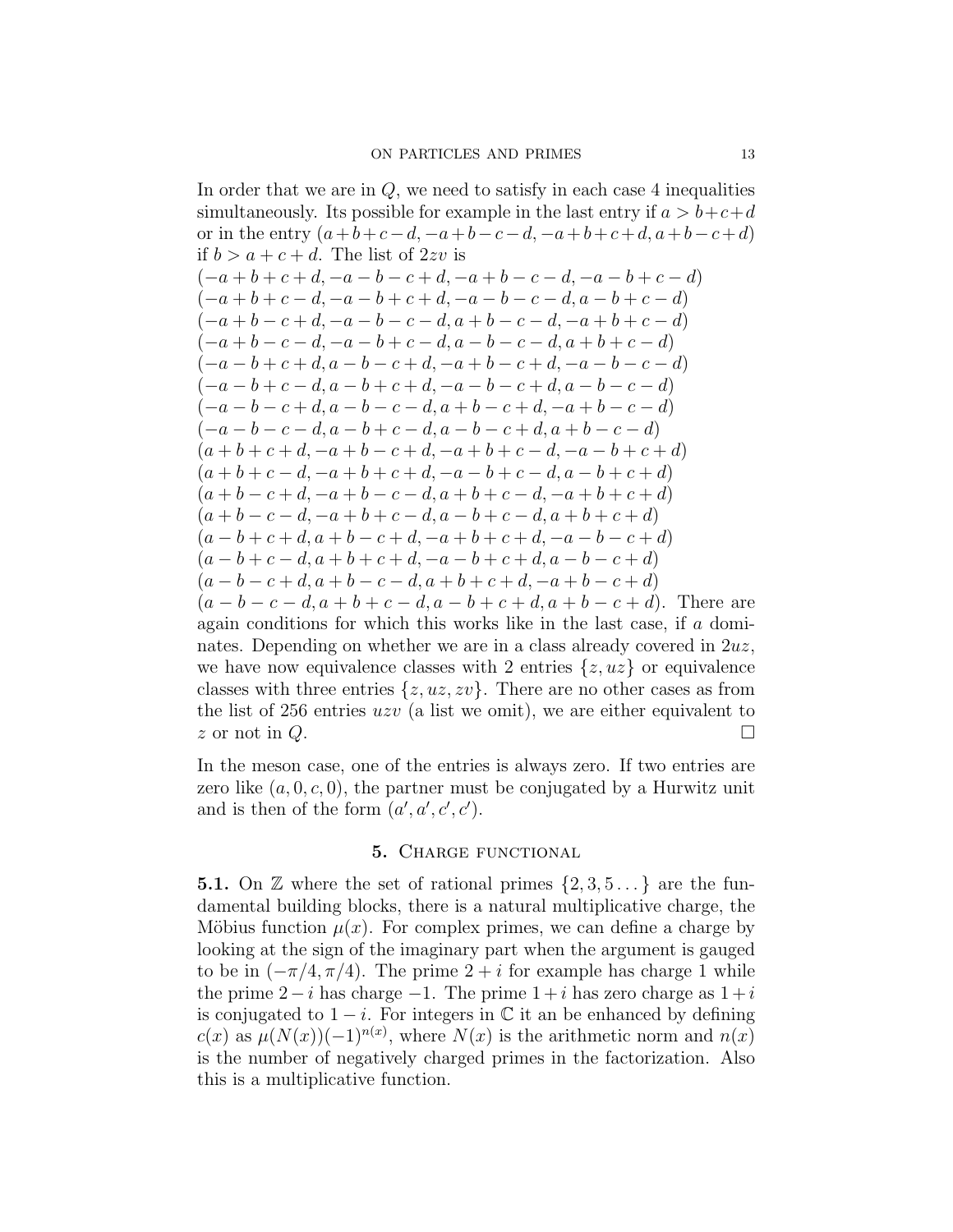In order that we are in $Q$, we need to satisfy in each case 4 inequalities simultaneously. Its possible for example in the last entry if $a > b+c+d$ or in the entry $(a+b+c-d, -a+b-c-d, -a+b+c+d, a+b-c+d)$ if $b > a+c+d$. The list of $2zv$ is

$(-a+b+c+d, -a-b-c+d, -a+b-c-d, -a-b+c-d)$
$(-a+b+c-d, -a-b+c+d, -a-b-c-d, a-b+c-d)$
$(-a+b-c+d, -a-b-c-d, a+b-c-d, -a+b+c-d)$
$(-a+b-c-d, -a-b+c-d, a-b-c-d, a+b+c-d)$
$(-a-b+c+d, a-b-c+d, -a+b-c+d, -a-b-c-d)$
$(-a-b+c-d, a-b+c+d, -a-b-c+d, a-b-c-d)$
$(-a-b-c+d, a-b-c-d, a+b-c+d, -a+b-c-d)$
$(-a-b-c-d, a-b+c-d, a-b-c+d, a+b-c-d)$
$(a+b+c+d, -a+b-c+d, -a+b+c-d, -a-b+c+d)$
$(a+b+c-d, -a+b+c+d, -a-b+c-d, a-b+c+d)$
$(a+b-c+d, -a+b-c-d, a+b+c-d, -a+b+c+d)$
$(a+b-c-d, -a+b+c-d, a-b+c-d, a+b+c+d)$
$(a-b+c+d, a+b-c+d, -a+b+c+d, -a-b-c+d)$
$(a-b+c-d, a+b+c+d, -a-b+c+d, a-b-c+d)$
$(a-b-c+d, a+b-c-d, a+b+c+d, -a+b-c+d)$
$(a-b-c-d, a+b+c-d, a-b+c+d, a+b-c+d)$. There are again conditions for which this works like in the last case, if $a$ dominates. Depending on whether we are in a class already covered in $2uz$, we have now equivalence classes with 2 entries $\{z, uz\}$ or equivalence classes with three entries $\{z, uz, zv\}$. There are no other cases as from the list of 256 entries $uzv$ (a list we omit), we are either equivalent to $z$ or not in $Q$. □

In the meson case, one of the entries is always zero. If two entries are zero like $(a, 0, c, 0)$, the partner must be conjugated by a Hurwitz unit and is then of the form $(a', a', c', c')$.

## 5. Charge functional

**5.1.** On $\mathbb{Z}$ where the set of rational primes $\{2, 3, 5 \dots\}$ are the fundamental building blocks, there is a natural multiplicative charge, the Möbius function $\mu(x)$. For complex primes, we can define a charge by looking at the sign of the imaginary part when the argument is gauged to be in $(-\pi/4, \pi/4)$. The prime $2+i$ for example has charge 1 while the prime $2-i$ has charge $-1$. The prime $1+i$ has zero charge as $1+i$ is conjugated to $1-i$. For integers in $\mathbb{C}$ it an be enhanced by defining $c(x)$ as $\mu(N(x))(-1)^{n(x)}$, where $N(x)$ is the arithmetic norm and $n(x)$ is the number of negatively charged primes in the factorization. Also this is a multiplicative function.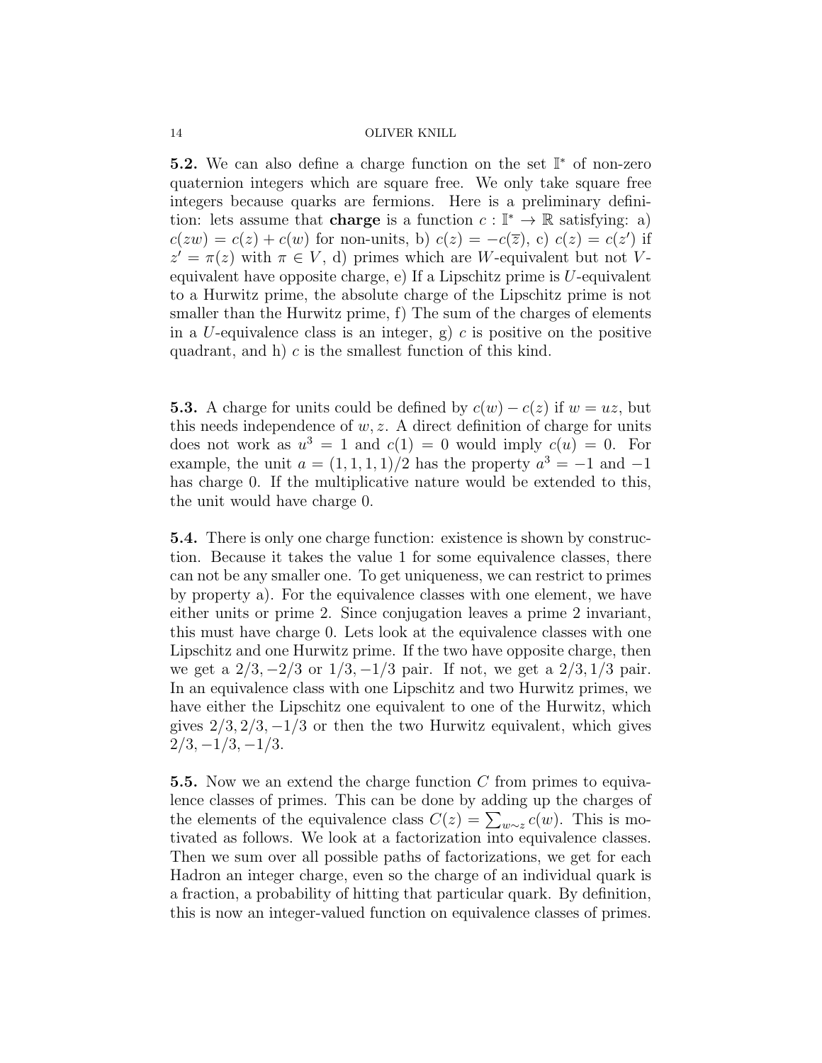**5.2.** We can also define a charge function on the set $\mathbb{I}^*$ of non-zero quaternion integers which are square free. We only take square free integers because quarks are fermions. Here is a preliminary definition: lets assume that **charge** is a function $c : \mathbb{I}^* \to \mathbb{R}$ satisfying: a) $c(zw) = c(z) + c(w)$ for non-units, b) $c(z) = -c(\overline{z})$, c) $c(z) = c(z')$ if $z' = \pi(z)$ with $\pi \in V$, d) primes which are $W$-equivalent but not $V$-equivalent have opposite charge, e) If a Lipschitz prime is $U$-equivalent to a Hurwitz prime, the absolute charge of the Lipschitz prime is not smaller than the Hurwitz prime, f) The sum of the charges of elements in a $U$-equivalence class is an integer, g) $c$ is positive on the positive quadrant, and h) $c$ is the smallest function of this kind.

**5.3.** A charge for units could be defined by $c(w) - c(z)$ if $w = uz$, but this needs independence of $w, z$. A direct definition of charge for units does not work as $u^3 = 1$ and $c(1) = 0$ would imply $c(u) = 0$. For example, the unit $a = (1, 1, 1, 1)/2$ has the property $a^3 = -1$ and $-1$ has charge 0. If the multiplicative nature would be extended to this, the unit would have charge 0.

**5.4.** There is only one charge function: existence is shown by construction. Because it takes the value 1 for some equivalence classes, there can not be any smaller one. To get uniqueness, we can restrict to primes by property a). For the equivalence classes with one element, we have either units or prime 2. Since conjugation leaves a prime 2 invariant, this must have charge 0. Lets look at the equivalence classes with one Lipschitz and one Hurwitz prime. If the two have opposite charge, then we get a $2/3, -2/3$ or $1/3, -1/3$ pair. If not, we get a $2/3, 1/3$ pair. In an equivalence class with one Lipschitz and two Hurwitz primes, we have either the Lipschitz one equivalent to one of the Hurwitz, which gives $2/3, 2/3, -1/3$ or then the two Hurwitz equivalent, which gives $2/3, -1/3, -1/3$.

**5.5.** Now we an extend the charge function $C$ from primes to equivalence classes of primes. This can be done by adding up the charges of the elements of the equivalence class $C(z) = \sum_{w \sim z} c(w)$. This is motivated as follows. We look at a factorization into equivalence classes. Then we sum over all possible paths of factorizations, we get for each Hadron an integer charge, even so the charge of an individual quark is a fraction, a probability of hitting that particular quark. By definition, this is now an integer-valued function on equivalence classes of primes.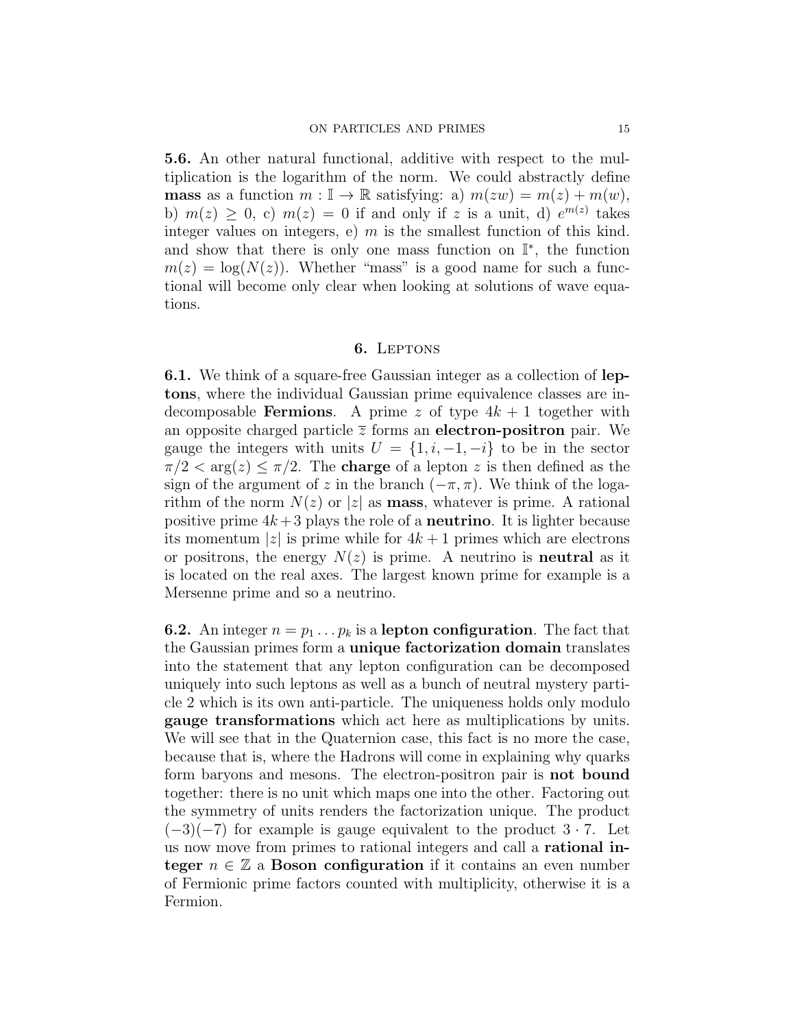**5.6.** An other natural functional, additive with respect to the multiplication is the logarithm of the norm. We could abstractly define **mass** as a function $m : \mathbb{I} \to \mathbb{R}$ satisfying: a) $m(zw) = m(z) + m(w)$, b) $m(z) \geq 0$, c) $m(z) = 0$ if and only if $z$ is a unit, d) $e^{m(z)}$ takes integer values on integers, e) $m$ is the smallest function of this kind. and show that there is only one mass function on $\mathbb{I}^*$, the function $m(z) = \log(N(z))$. Whether "mass" is a good name for such a functional will become only clear when looking at solutions of wave equations.

## 6. Leptons

**6.1.** We think of a square-free Gaussian integer as a collection of **leptons**, where the individual Gaussian prime equivalence classes are indecomposable **Fermions**. A prime $z$ of type $4k + 1$ together with an opposite charged particle $\overline{z}$ forms an **electron-positron** pair. We gauge the integers with units $U = \{1, i, -1, -i\}$ to be in the sector $\pi/2 < \arg(z) \leq \pi/2$. The **charge** of a lepton $z$ is then defined as the sign of the argument of $z$ in the branch $(-\pi, \pi)$. We think of the logarithm of the norm $N(z)$ or $|z|$ as **mass**, whatever is prime. A rational positive prime $4k+3$ plays the role of a **neutrino**. It is lighter because its momentum $|z|$ is prime while for $4k + 1$ primes which are electrons or positrons, the energy $N(z)$ is prime. A neutrino is **neutral** as it is located on the real axes. The largest known prime for example is a Mersenne prime and so a neutrino.

**6.2.** An integer $n = p_1 \dots p_k$ is a **lepton configuration**. The fact that the Gaussian primes form a **unique factorization domain** translates into the statement that any lepton configuration can be decomposed uniquely into such leptons as well as a bunch of neutral mystery particle 2 which is its own anti-particle. The uniqueness holds only modulo **gauge transformations** which act here as multiplications by units. We will see that in the Quaternion case, this fact is no more the case, because that is, where the Hadrons will come in explaining why quarks form baryons and mesons. The electron-positron pair is **not bound** together: there is no unit which maps one into the other. Factoring out the symmetry of units renders the factorization unique. The product $(-3)(-7)$ for example is gauge equivalent to the product $3 \cdot 7$. Let us now move from primes to rational integers and call a **rational integer** $n \in \mathbb{Z}$ a **Boson configuration** if it contains an even number of Fermionic prime factors counted with multiplicity, otherwise it is a Fermion.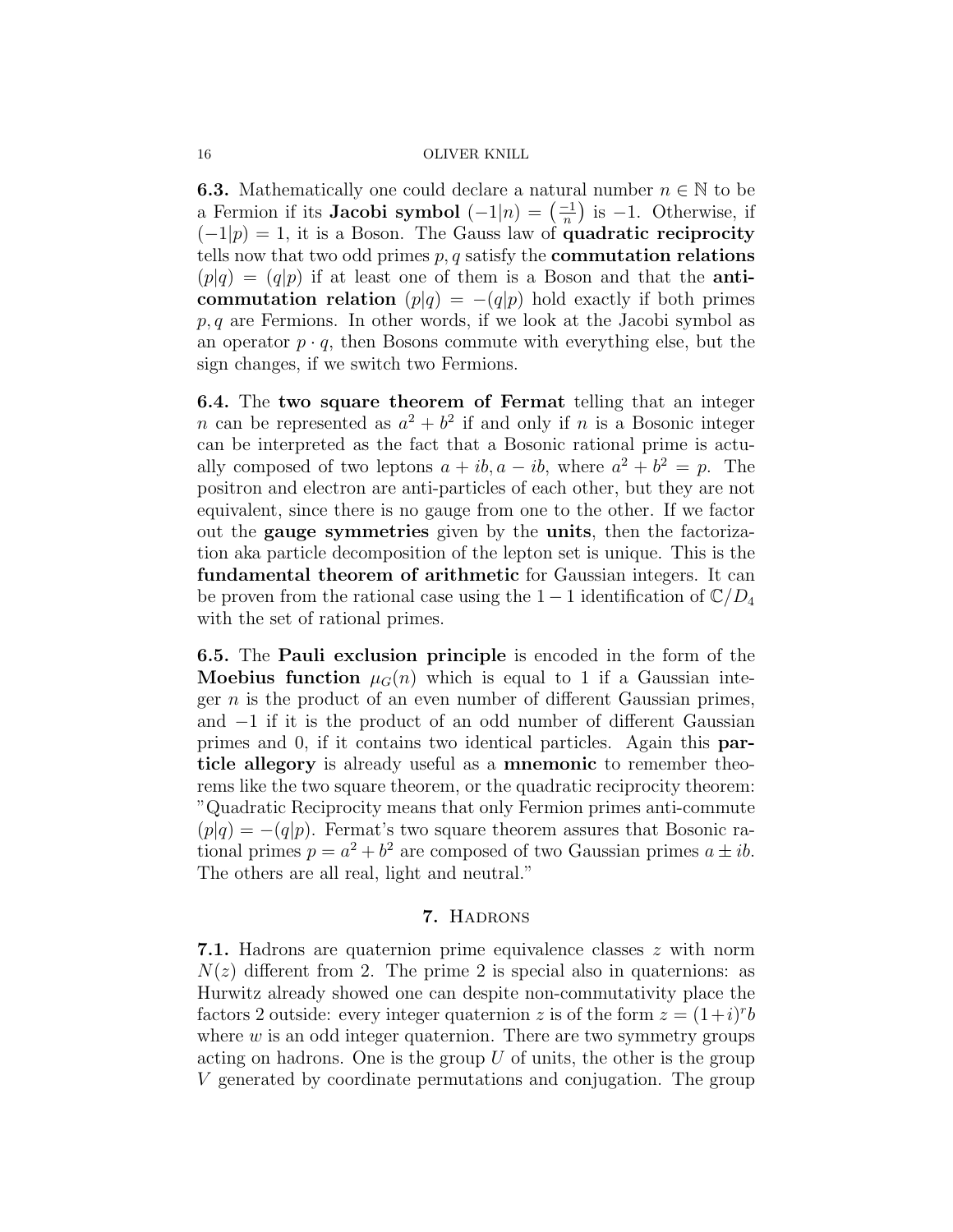**6.3.** Mathematically one could declare a natural number $n \in \mathbb{N}$ to be a Fermion if its **Jacobi symbol** $(-1|n) = \left(\frac{-1}{n}\right)$ is $-1$. Otherwise, if $(-1|p) = 1$, it is a Boson. The Gauss law of **quadratic reciprocity** tells now that two odd primes $p, q$ satisfy the **commutation relations** $(p|q) = (q|p)$ if at least one of them is a Boson and that the **anti-commutation relation** $(p|q) = -(q|p)$ hold exactly if both primes $p, q$ are Fermions. In other words, if we look at the Jacobi symbol as an operator $p \cdot q$, then Bosons commute with everything else, but the sign changes, if we switch two Fermions.

**6.4.** The **two square theorem of Fermat** telling that an integer $n$ can be represented as $a^2 + b^2$ if and only if $n$ is a Bosonic integer can be interpreted as the fact that a Bosonic rational prime is actually composed of two leptons $a + ib, a - ib$, where $a^2 + b^2 = p$. The positron and electron are anti-particles of each other, but they are not equivalent, since there is no gauge from one to the other. If we factor out the **gauge symmetries** given by the **units**, then the factorization aka particle decomposition of the lepton set is unique. This is the **fundamental theorem of arithmetic** for Gaussian integers. It can be proven from the rational case using the $1-1$ identification of $\mathbb{C}/D_4$ with the set of rational primes.

**6.5.** The **Pauli exclusion principle** is encoded in the form of the **Moebius function** $\mu_G(n)$ which is equal to 1 if a Gaussian integer $n$ is the product of an even number of different Gaussian primes, and $-1$ if it is the product of an odd number of different Gaussian primes and 0, if it contains two identical particles. Again this **particle allegory** is already useful as a **mnemonic** to remember theorems like the two square theorem, or the quadratic reciprocity theorem: "Quadratic Reciprocity means that only Fermion primes anti-commute $(p|q) = -(q|p)$. Fermat's two square theorem assures that Bosonic rational primes $p = a^2 + b^2$ are composed of two Gaussian primes $a \pm ib$. The others are all real, light and neutral."

## 7. Hadrons

**7.1.** Hadrons are quaternion prime equivalence classes $z$ with norm $N(z)$ different from 2. The prime 2 is special also in quaternions: as Hurwitz already showed one can despite non-commutativity place the factors 2 outside: every integer quaternion $z$ is of the form $z = (1+i)^r b$ where $w$ is an odd integer quaternion. There are two symmetry groups acting on hadrons. One is the group $U$ of units, the other is the group $V$ generated by coordinate permutations and conjugation. The group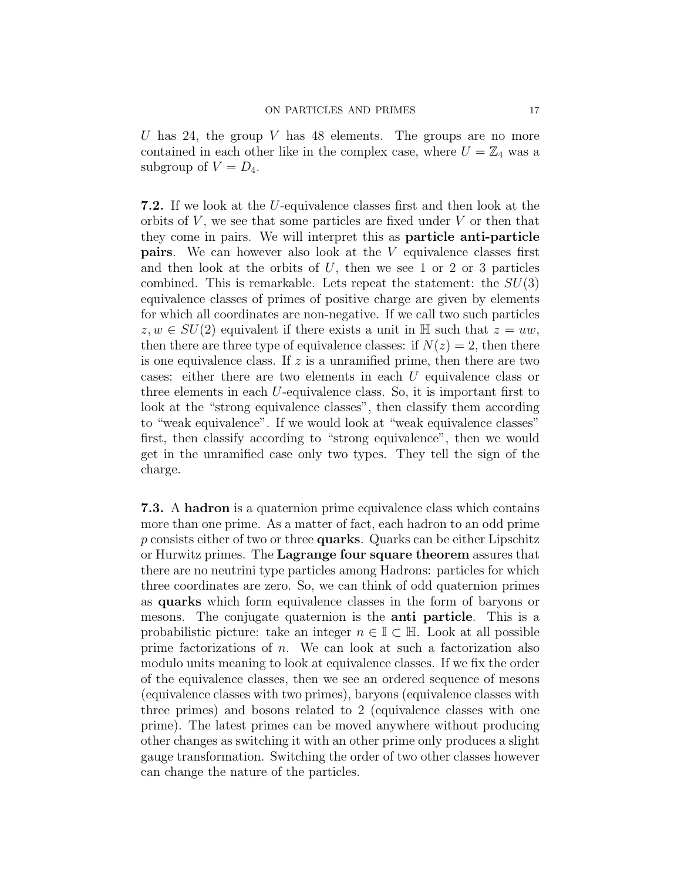$U$ has 24, the group $V$ has 48 elements. The groups are no more contained in each other like in the complex case, where $U = \mathbb{Z}_4$ was a subgroup of $V = D_4$.

**7.2.** If we look at the $U$-equivalence classes first and then look at the orbits of $V$, we see that some particles are fixed under $V$ or then that they come in pairs. We will interpret this as **particle anti-particle pairs**. We can however also look at the $V$ equivalence classes first and then look at the orbits of $U$, then we see 1 or 2 or 3 particles combined. This is remarkable. Lets repeat the statement: the $SU(3)$ equivalence classes of primes of positive charge are given by elements for which all coordinates are non-negative. If we call two such particles $z, w \in SU(2)$ equivalent if there exists a unit in $\mathbb{H}$ such that $z = uw$, then there are three type of equivalence classes: if $N(z) = 2$, then there is one equivalence class. If $z$ is a unramified prime, then there are two cases: either there are two elements in each $U$ equivalence class or three elements in each $U$-equivalence class. So, it is important first to look at the "strong equivalence classes", then classify them according to "weak equivalence". If we would look at "weak equivalence classes" first, then classify according to "strong equivalence", then we would get in the unramified case only two types. They tell the sign of the charge.

**7.3.** A **hadron** is a quaternion prime equivalence class which contains more than one prime. As a matter of fact, each hadron to an odd prime $p$ consists either of two or three **quarks**. Quarks can be either Lipschitz or Hurwitz primes. The **Lagrange four square theorem** assures that there are no neutrini type particles among Hadrons: particles for which three coordinates are zero. So, we can think of odd quaternion primes as **quarks** which form equivalence classes in the form of baryons or mesons. The conjugate quaternion is the **anti particle**. This is a probabilistic picture: take an integer $n \in \mathbb{I} \subset \mathbb{H}$. Look at all possible prime factorizations of $n$. We can look at such a factorization also modulo units meaning to look at equivalence classes. If we fix the order of the equivalence classes, then we see an ordered sequence of mesons (equivalence classes with two primes), baryons (equivalence classes with three primes) and bosons related to 2 (equivalence classes with one prime). The latest primes can be moved anywhere without producing other changes as switching it with an other prime only produces a slight gauge transformation. Switching the order of two other classes however can change the nature of the particles.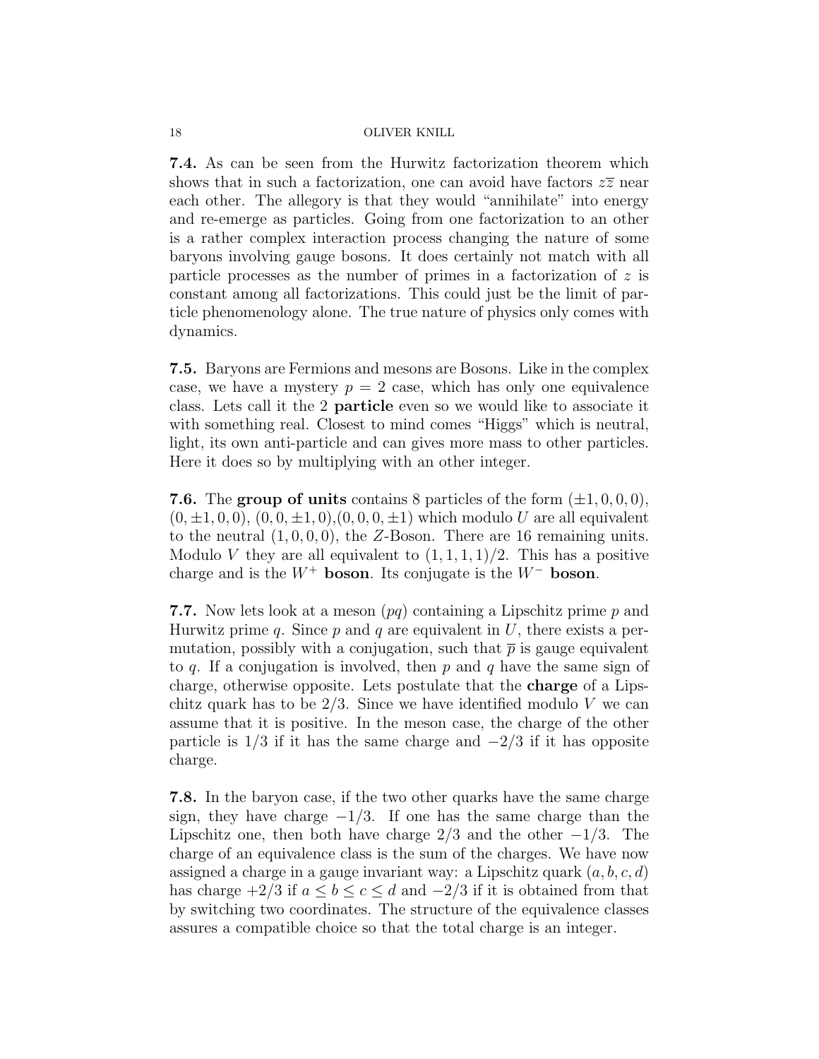**7.4.** As can be seen from the Hurwitz factorization theorem which shows that in such a factorization, one can avoid have factors $z\overline{z}$ near each other. The allegory is that they would "annihilate" into energy and re-emerge as particles. Going from one factorization to an other is a rather complex interaction process changing the nature of some baryons involving gauge bosons. It does certainly not match with all particle processes as the number of primes in a factorization of $z$ is constant among all factorizations. This could just be the limit of particle phenomenology alone. The true nature of physics only comes with dynamics.

**7.5.** Baryons are Fermions and mesons are Bosons. Like in the complex case, we have a mystery $p = 2$ case, which has only one equivalence class. Lets call it the 2 **particle** even so we would like to associate it with something real. Closest to mind comes "Higgs" which is neutral, light, its own anti-particle and can gives more mass to other particles. Here it does so by multiplying with an other integer.

**7.6.** The **group of units** contains 8 particles of the form $(\pm 1, 0, 0, 0)$, $(0, \pm 1, 0, 0)$, $(0, 0, \pm 1, 0)$,$(0, 0, 0, \pm 1)$ which modulo $U$ are all equivalent to the neutral $(1, 0, 0, 0)$, the $Z$-Boson. There are 16 remaining units. Modulo $V$ they are all equivalent to $(1, 1, 1, 1)/2$. This has a positive charge and is the $W^+$ **boson**. Its conjugate is the $W^-$ **boson**.

**7.7.** Now lets look at a meson $(pq)$ containing a Lipschitz prime $p$ and Hurwitz prime $q$. Since $p$ and $q$ are equivalent in $U$, there exists a permutation, possibly with a conjugation, such that $\overline{p}$ is gauge equivalent to $q$. If a conjugation is involved, then $p$ and $q$ have the same sign of charge, otherwise opposite. Lets postulate that the **charge** of a Lipschitz quark has to be $2/3$. Since we have identified modulo $V$ we can assume that it is positive. In the meson case, the charge of the other particle is $1/3$ if it has the same charge and $-2/3$ if it has opposite charge.

**7.8.** In the baryon case, if the two other quarks have the same charge sign, they have charge $-1/3$. If one has the same charge than the Lipschitz one, then both have charge $2/3$ and the other $-1/3$. The charge of an equivalence class is the sum of the charges. We have now assigned a charge in a gauge invariant way: a Lipschitz quark $(a, b, c, d)$ has charge $+2/3$ if $a \leq b \leq c \leq d$ and $-2/3$ if it is obtained from that by switching two coordinates. The structure of the equivalence classes assures a compatible choice so that the total charge is an integer.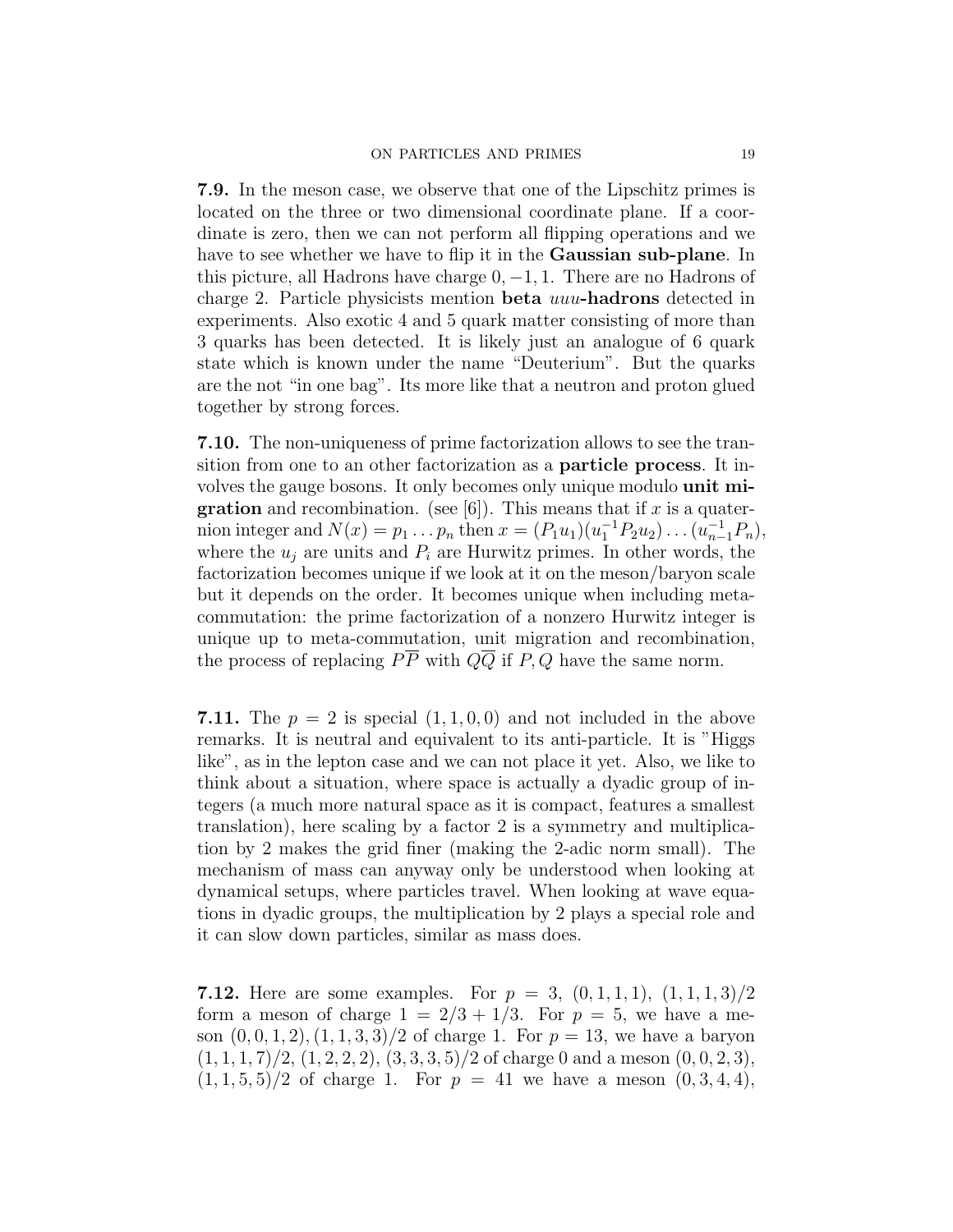**7.9.** In the meson case, we observe that one of the Lipschitz primes is located on the three or two dimensional coordinate plane. If a coordinate is zero, then we can not perform all flipping operations and we have to see whether we have to flip it in the **Gaussian sub-plane**. In this picture, all Hadrons have charge $0, -1, 1$. There are no Hadrons of charge 2. Particle physicists mention **beta** ***uuu*****-hadrons** detected in experiments. Also exotic 4 and 5 quark matter consisting of more than 3 quarks has been detected. It is likely just an analogue of 6 quark state which is known under the name "Deuterium". But the quarks are the not "in one bag". Its more like that a neutron and proton glued together by strong forces.

**7.10.** The non-uniqueness of prime factorization allows to see the transition from one to an other factorization as a **particle process**. It involves the gauge bosons. It only becomes only unique modulo **unit migration** and recombination. (see [6]). This means that if $x$ is a quaternion integer and $N(x) = p_1 \dots p_n$ then $x = (P_1 u_1)(u_1^{-1} P_2 u_2) \dots (u_{n-1}^{-1} P_n)$, where the $u_j$ are units and $P_i$ are Hurwitz primes. In other words, the factorization becomes unique if we look at it on the meson/baryon scale but it depends on the order. It becomes unique when including meta-commutation: the prime factorization of a nonzero Hurwitz integer is unique up to meta-commutation, unit migration and recombination, the process of replacing $P\overline{P}$ with $Q\overline{Q}$ if $P, Q$ have the same norm.

**7.11.** The $p = 2$ is special $(1, 1, 0, 0)$ and not included in the above remarks. It is neutral and equivalent to its anti-particle. It is "Higgs like", as in the lepton case and we can not place it yet. Also, we like to think about a situation, where space is actually a dyadic group of integers (a much more natural space as it is compact, features a smallest translation), here scaling by a factor 2 is a symmetry and multiplication by 2 makes the grid finer (making the 2-adic norm small). The mechanism of mass can anyway only be understood when looking at dynamical setups, where particles travel. When looking at wave equations in dyadic groups, the multiplication by 2 plays a special role and it can slow down particles, similar as mass does.

**7.12.** Here are some examples. For $p = 3$, $(0, 1, 1, 1)$, $(1, 1, 1, 3)/2$ form a meson of charge $1 = 2/3 + 1/3$. For $p = 5$, we have a meson $(0, 0, 1, 2), (1, 1, 3, 3)/2$ of charge 1. For $p = 13$, we have a baryon $(1, 1, 1, 7)/2$, $(1, 2, 2, 2)$, $(3, 3, 3, 5)/2$ of charge 0 and a meson $(0, 0, 2, 3)$, $(1, 1, 5, 5)/2$ of charge 1. For $p = 41$ we have a meson $(0, 3, 4, 4)$,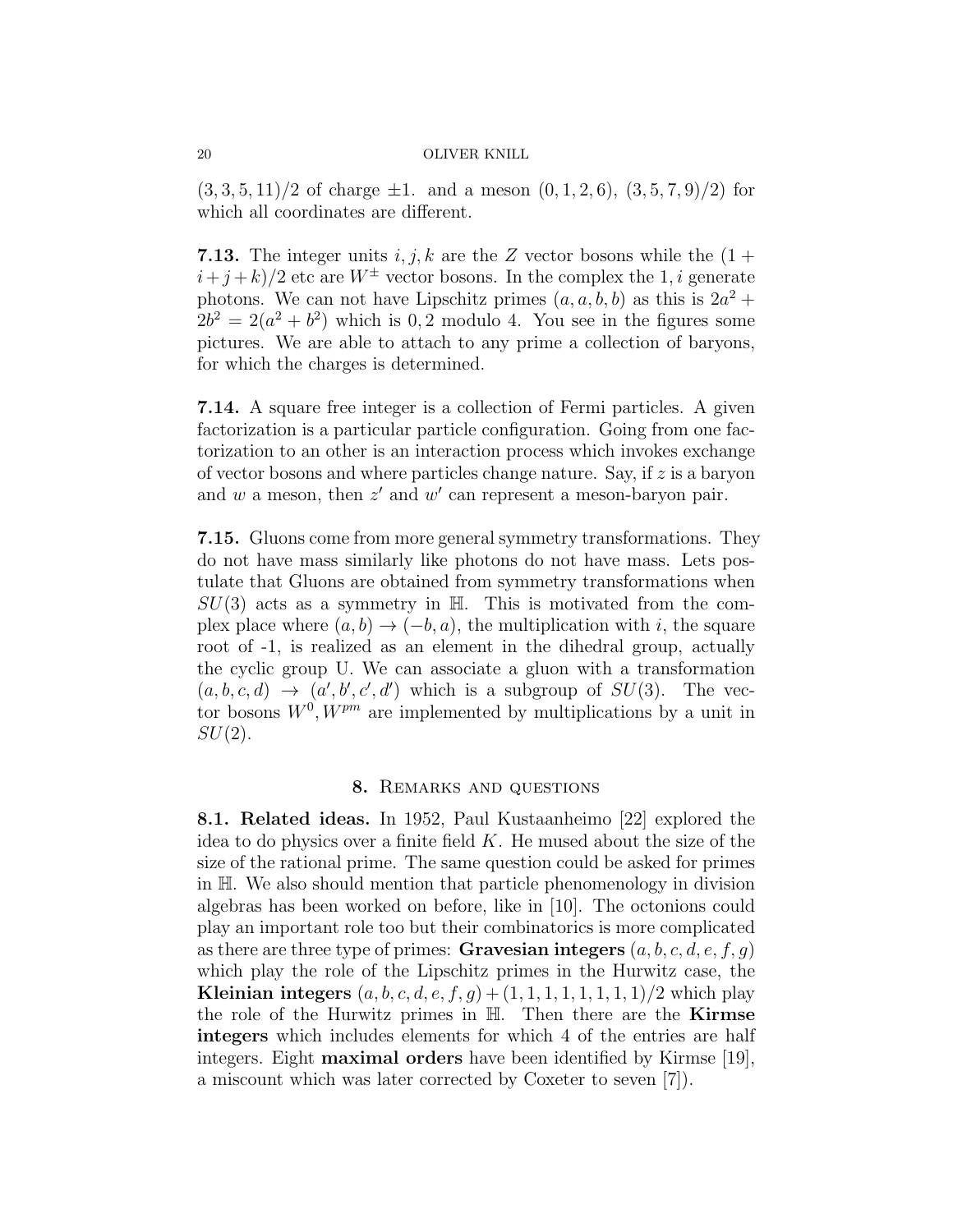$(3, 3, 5, 11)/2$ of charge $\pm 1$. and a meson $(0, 1, 2, 6)$, $(3, 5, 7, 9)/2)$ for which all coordinates are different.

**7.13.** The integer units $i, j, k$ are the $Z$ vector bosons while the $(1 + i + j + k)/2$ etc are $W^{\pm}$ vector bosons. In the complex the $1, i$ generate photons. We can not have Lipschitz primes $(a, a, b, b)$ as this is $2a^2 + 2b^2 = 2(a^2 + b^2)$ which is $0, 2$ modulo 4. You see in the figures some pictures. We are able to attach to any prime a collection of baryons, for which the charges is determined.

**7.14.** A square free integer is a collection of Fermi particles. A given factorization is a particular particle configuration. Going from one factorization to an other is an interaction process which invokes exchange of vector bosons and where particles change nature. Say, if $z$ is a baryon and $w$ a meson, then $z'$ and $w'$ can represent a meson-baryon pair.

**7.15.** Gluons come from more general symmetry transformations. They do not have mass similarly like photons do not have mass. Lets postulate that Gluons are obtained from symmetry transformations when $SU(3)$ acts as a symmetry in $\mathbb{H}$. This is motivated from the complex place where $(a, b) \to (-b, a)$, the multiplication with $i$, the square root of -1, is realized as an element in the dihedral group, actually the cyclic group U. We can associate a gluon with a transformation $(a, b, c, d) \to (a', b', c', d')$ which is a subgroup of $SU(3)$. The vector bosons $W^0, W^{pm}$ are implemented by multiplications by a unit in $SU(2)$.

## 8. Remarks and questions

**8.1. Related ideas.** In 1952, Paul Kustaanheimo [22] explored the idea to do physics over a finite field $K$. He mused about the size of the size of the rational prime. The same question could be asked for primes in $\mathbb{H}$. We also should mention that particle phenomenology in division algebras has been worked on before, like in [10]. The octonions could play an important role too but their combinatorics is more complicated as there are three type of primes: **Gravesian integers** $(a, b, c, d, e, f, g)$ which play the role of the Lipschitz primes in the Hurwitz case, the **Kleinian integers** $(a, b, c, d, e, f, g) + (1, 1, 1, 1, 1, 1, 1, 1)/2$ which play the role of the Hurwitz primes in $\mathbb{H}$. Then there are the **Kirmse integers** which includes elements for which 4 of the entries are half integers. Eight **maximal orders** have been identified by Kirmse [19], a miscount which was later corrected by Coxeter to seven [7]).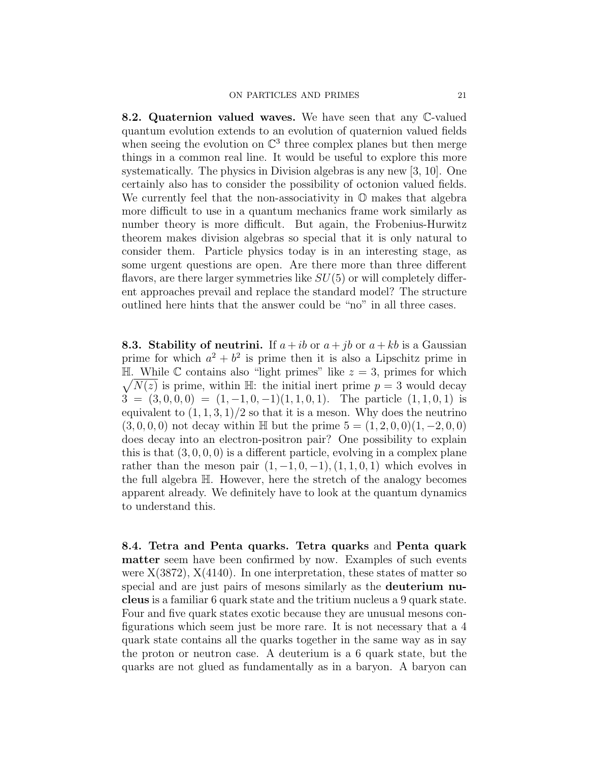**8.2. Quaternion valued waves.** We have seen that any $\mathbb{C}$-valued quantum evolution extends to an evolution of quaternion valued fields when seeing the evolution on $\mathbb{C}^3$ three complex planes but then merge things in a common real line. It would be useful to explore this more systematically. The physics in Division algebras is any new [3, 10]. One certainly also has to consider the possibility of octonion valued fields. We currently feel that the non-associativity in $\mathbb{O}$ makes that algebra more difficult to use in a quantum mechanics frame work similarly as number theory is more difficult. But again, the Frobenius-Hurwitz theorem makes division algebras so special that it is only natural to consider them. Particle physics today is in an interesting stage, as some urgent questions are open. Are there more than three different flavors, are there larger symmetries like $SU(5)$ or will completely different approaches prevail and replace the standard model? The structure outlined here hints that the answer could be "no" in all three cases.

**8.3. Stability of neutrini.** If $a + ib$ or $a + jb$ or $a + kb$ is a Gaussian prime for which $a^2 + b^2$ is prime then it is also a Lipschitz prime in $\mathbb{H}$. While $\mathbb{C}$ contains also "light primes" like $z = 3$, primes for which $\sqrt{N(z)}$ is prime, within $\mathbb{H}$: the initial inert prime $p = 3$ would decay $3 = (3, 0, 0, 0) = (1, -1, 0, -1)(1, 1, 0, 1)$. The particle $(1, 1, 0, 1)$ is equivalent to $(1, 1, 3, 1)/2$ so that it is a meson. Why does the neutrino $(3, 0, 0, 0)$ not decay within $\mathbb{H}$ but the prime $5 = (1, 2, 0, 0)(1, -2, 0, 0)$ does decay into an electron-positron pair? One possibility to explain this is that $(3, 0, 0, 0)$ is a different particle, evolving in a complex plane rather than the meson pair $(1, -1, 0, -1), (1, 1, 0, 1)$ which evolves in the full algebra $\mathbb{H}$. However, here the stretch of the analogy becomes apparent already. We definitely have to look at the quantum dynamics to understand this.

**8.4. Tetra and Penta quarks. Tetra quarks** and **Penta quark matter** seem have been confirmed by now. Examples of such events were X(3872), X(4140). In one interpretation, these states of matter so special and are just pairs of mesons similarly as the **deuterium nucleus** is a familiar 6 quark state and the tritium nucleus a 9 quark state. Four and five quark states exotic because they are unusual mesons configurations which seem just be more rare. It is not necessary that a 4 quark state contains all the quarks together in the same way as in say the proton or neutron case. A deuterium is a 6 quark state, but the quarks are not glued as fundamentally as in a baryon. A baryon can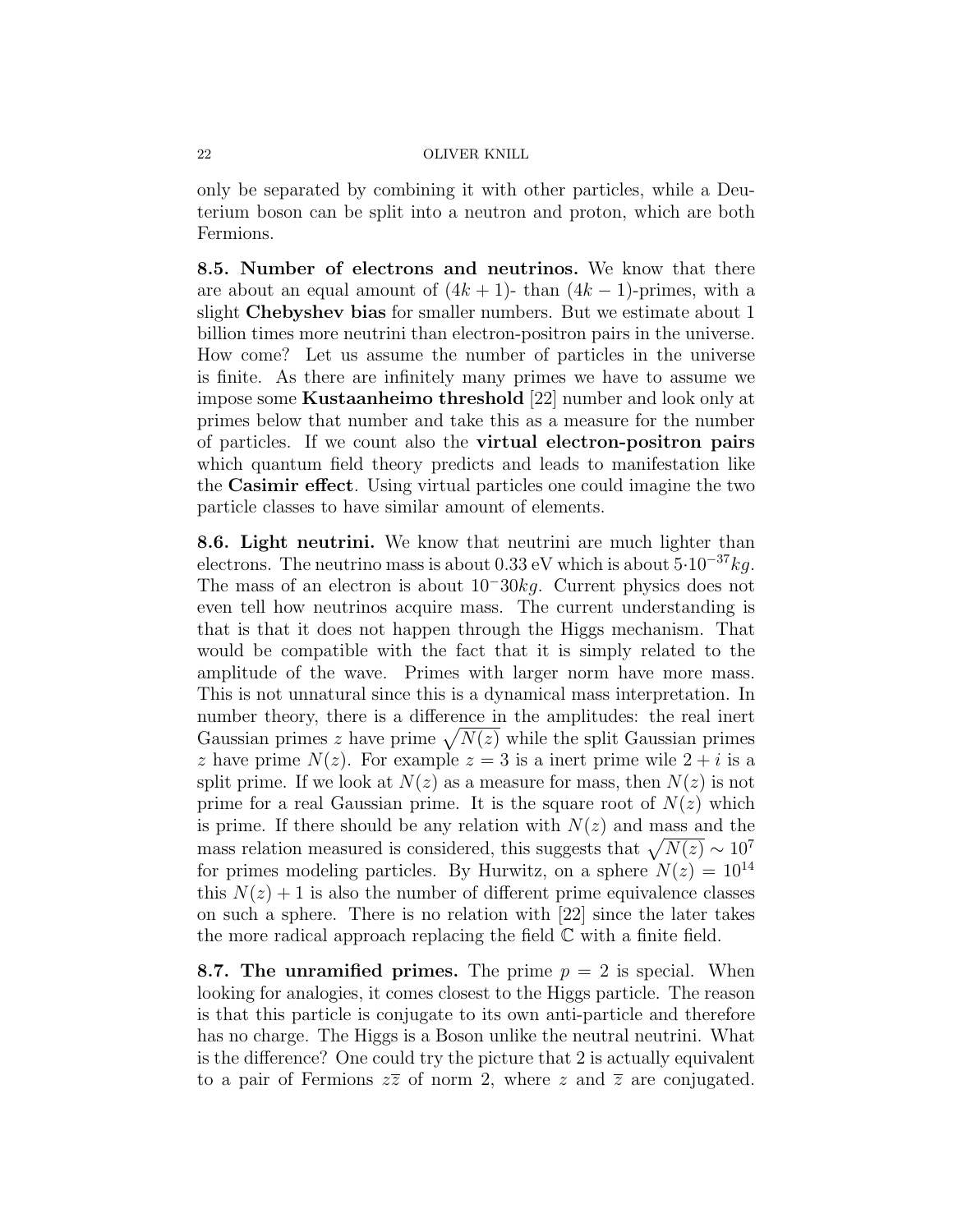only be separated by combining it with other particles, while a Deuterium boson can be split into a neutron and proton, which are both Fermions.

**8.5. Number of electrons and neutrinos.** We know that there are about an equal amount of $(4k+1)$- than $(4k-1)$-primes, with a slight **Chebyshev bias** for smaller numbers. But we estimate about 1 billion times more neutrini than electron-positron pairs in the universe. How come? Let us assume the number of particles in the universe is finite. As there are infinitely many primes we have to assume we impose some **Kustaanheimo threshold** [22] number and look only at primes below that number and take this as a measure for the number of particles. If we count also the **virtual electron-positron pairs** which quantum field theory predicts and leads to manifestation like the **Casimir effect**. Using virtual particles one could imagine the two particle classes to have similar amount of elements.

**8.6. Light neutrini.** We know that neutrini are much lighter than electrons. The neutrino mass is about 0.33 eV which is about $5 \cdot 10^{-37} kg$. The mass of an electron is about $10^{-}30kg$. Current physics does not even tell how neutrinos acquire mass. The current understanding is that is that it does not happen through the Higgs mechanism. That would be compatible with the fact that it is simply related to the amplitude of the wave. Primes with larger norm have more mass. This is not unnatural since this is a dynamical mass interpretation. In number theory, there is a difference in the amplitudes: the real inert Gaussian primes $z$ have prime $\sqrt{N(z)}$ while the split Gaussian primes $z$ have prime $N(z)$. For example $z = 3$ is a inert prime wile $2 + i$ is a split prime. If we look at $N(z)$ as a measure for mass, then $N(z)$ is not prime for a real Gaussian prime. It is the square root of $N(z)$ which is prime. If there should be any relation with $N(z)$ and mass and the mass relation measured is considered, this suggests that $\sqrt{N(z)} \sim 10^7$ for primes modeling particles. By Hurwitz, on a sphere $N(z) = 10^{14}$ this $N(z) + 1$ is also the number of different prime equivalence classes on such a sphere. There is no relation with [22] since the later takes the more radical approach replacing the field $\mathbb{C}$ with a finite field.

**8.7. The unramified primes.** The prime $p = 2$ is special. When looking for analogies, it comes closest to the Higgs particle. The reason is that this particle is conjugate to its own anti-particle and therefore has no charge. The Higgs is a Boson unlike the neutral neutrini. What is the difference? One could try the picture that 2 is actually equivalent to a pair of Fermions $z\overline{z}$ of norm 2, where $z$ and $\overline{z}$ are conjugated.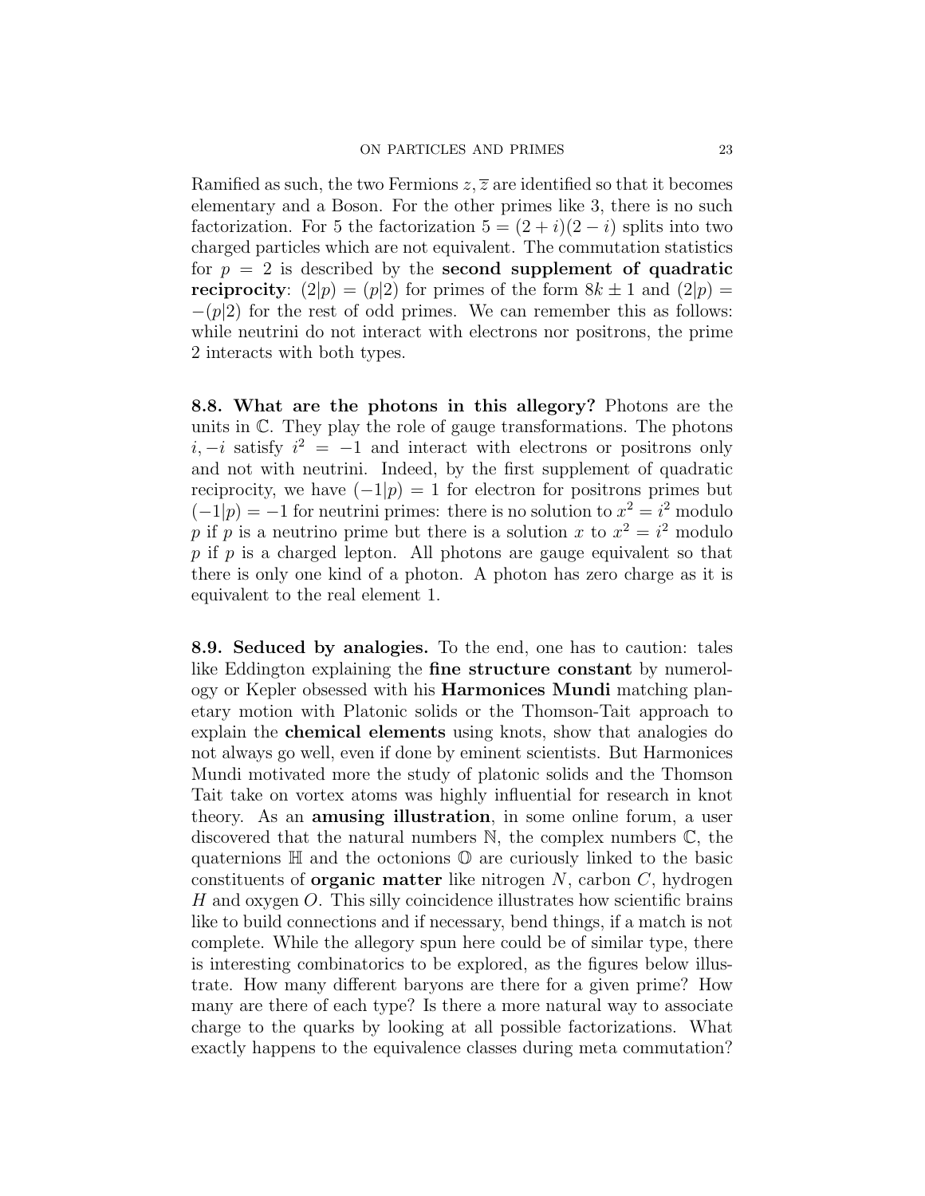Ramified as such, the two Fermions $z, \overline{z}$ are identified so that it becomes elementary and a Boson. For the other primes like 3, there is no such factorization. For 5 the factorization $5 = (2+i)(2-i)$ splits into two charged particles which are not equivalent. The commutation statistics for $p = 2$ is described by the **second supplement of quadratic reciprocity**: $(2|p) = (p|2)$ for primes of the form $8k \pm 1$ and $(2|p) = -(p|2)$ for the rest of odd primes. We can remember this as follows: while neutrini do not interact with electrons nor positrons, the prime 2 interacts with both types.

**8.8. What are the photons in this allegory?** Photons are the units in $\mathbb{C}$. They play the role of gauge transformations. The photons $i, -i$ satisfy $i^2 = -1$ and interact with electrons or positrons only and not with neutrini. Indeed, by the first supplement of quadratic reciprocity, we have $(-1|p) = 1$ for electron for positrons primes but $(-1|p) = -1$ for neutrini primes: there is no solution to $x^2 = i^2$ modulo $p$ if $p$ is a neutrino prime but there is a solution $x$ to $x^2 = i^2$ modulo $p$ if $p$ is a charged lepton. All photons are gauge equivalent so that there is only one kind of a photon. A photon has zero charge as it is equivalent to the real element 1.

**8.9. Seduced by analogies.** To the end, one has to caution: tales like Eddington explaining the **fine structure constant** by numerology or Kepler obsessed with his **Harmonices Mundi** matching planetary motion with Platonic solids or the Thomson-Tait approach to explain the **chemical elements** using knots, show that analogies do not always go well, even if done by eminent scientists. But Harmonices Mundi motivated more the study of platonic solids and the Thomson Tait take on vortex atoms was highly influential for research in knot theory. As an **amusing illustration**, in some online forum, a user discovered that the natural numbers $\mathbb{N}$, the complex numbers $\mathbb{C}$, the quaternions $\mathbb{H}$ and the octonions $\mathbb{O}$ are curiously linked to the basic constituents of **organic matter** like nitrogen $N$, carbon $C$, hydrogen $H$ and oxygen $O$. This silly coincidence illustrates how scientific brains like to build connections and if necessary, bend things, if a match is not complete. While the allegory spun here could be of similar type, there is interesting combinatorics to be explored, as the figures below illustrate. How many different baryons are there for a given prime? How many are there of each type? Is there a more natural way to associate charge to the quarks by looking at all possible factorizations. What exactly happens to the equivalence classes during meta commutation?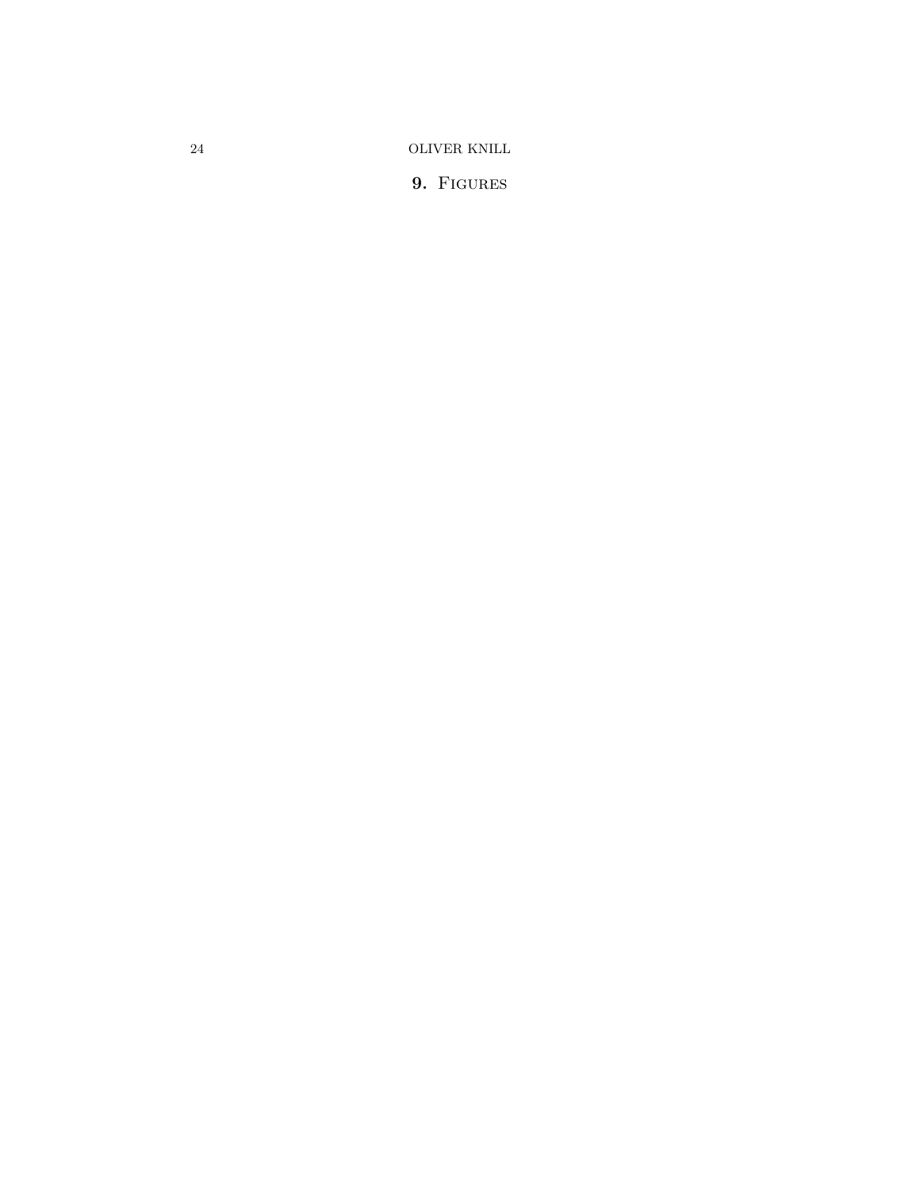## 9. Figures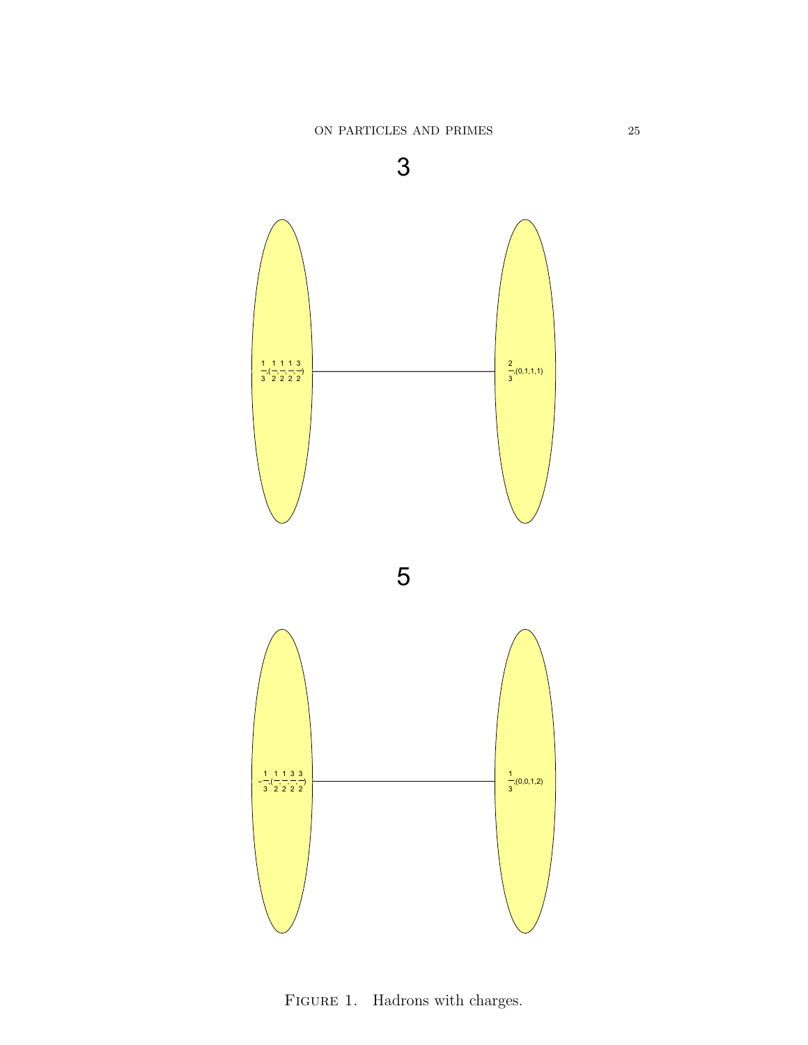3

$\frac{1}{3},(\frac{1}{2},\frac{1}{2},\frac{1}{2},\frac{3}{2})$

$\frac{2}{3},(0,1,1,1)$

5

$-\frac{1}{3},(\frac{1}{2},\frac{1}{2},\frac{3}{2},\frac{3}{2})$

$\frac{1}{3},(0,0,1,2)$

FIGURE 1. Hadrons with charges.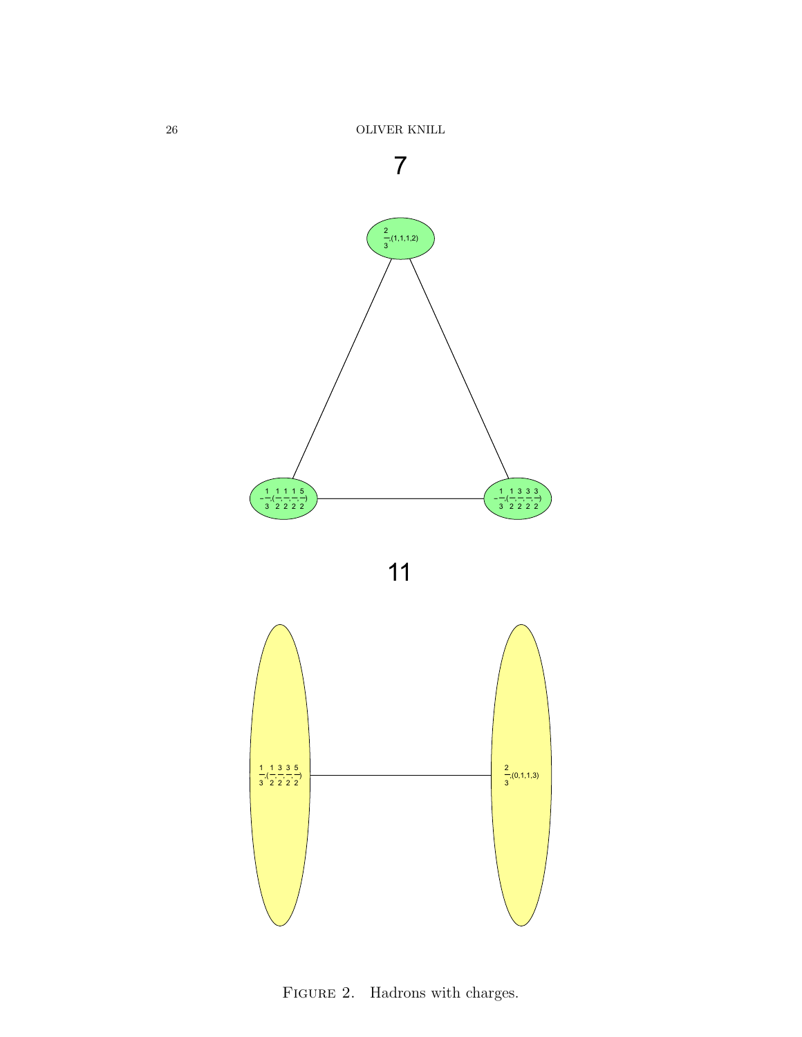7

$\frac{2}{3}$,(1,1,1,2)

$-\frac{1}{3}$,($\frac{1}{2}$,$\frac{1}{2}$,$\frac{1}{2}$,$\frac{5}{2}$)

$-\frac{1}{3}$,($\frac{1}{2}$,$\frac{3}{2}$,$\frac{3}{2}$,$\frac{3}{2}$)

11

$\frac{1}{3}$,($\frac{1}{2}$,$\frac{3}{2}$,$\frac{3}{2}$,$\frac{5}{2}$)

$\frac{2}{3}$,(0,1,1,3)

Figure 2. Hadrons with charges.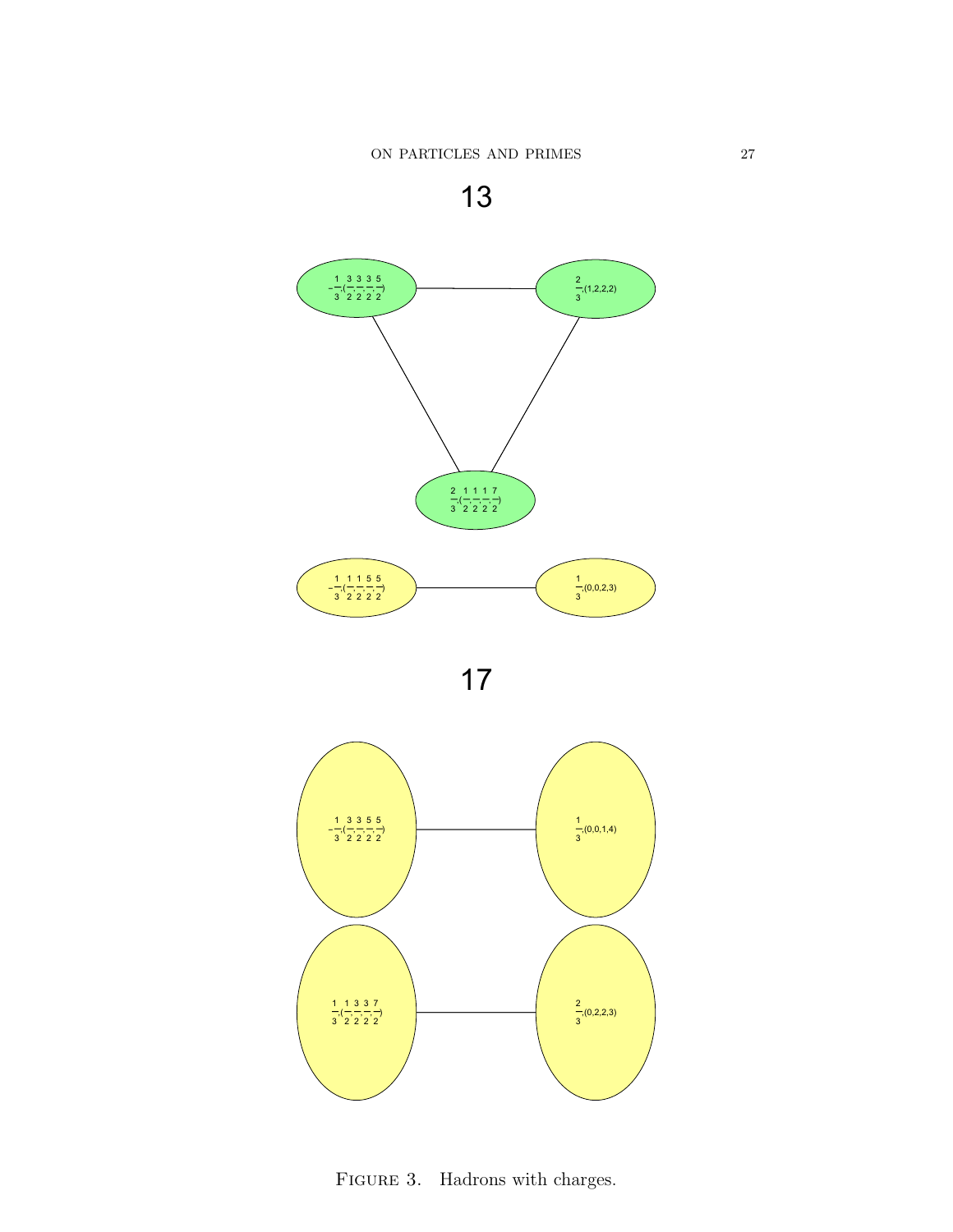13

$-\frac{1}{3},(\frac{3}{2},\frac{3}{2},\frac{3}{2},\frac{5}{2})$

$\frac{2}{3},(1,2,2,2)$

$\frac{2}{3},(\frac{1}{2},\frac{1}{2},\frac{1}{2},\frac{7}{2})$

$-\frac{1}{3},(\frac{1}{2},\frac{1}{2},\frac{5}{2},\frac{5}{2})$

$\frac{1}{3},(0,0,2,3)$

17

$-\frac{1}{3},(\frac{3}{2},\frac{3}{2},\frac{5}{2},\frac{5}{2})$

$\frac{1}{3},(0,0,1,4)$

$\frac{1}{3},(\frac{1}{2},\frac{3}{2},\frac{3}{2},\frac{7}{2})$

$\frac{2}{3},(0,2,2,3)$

FIGURE 3. Hadrons with charges.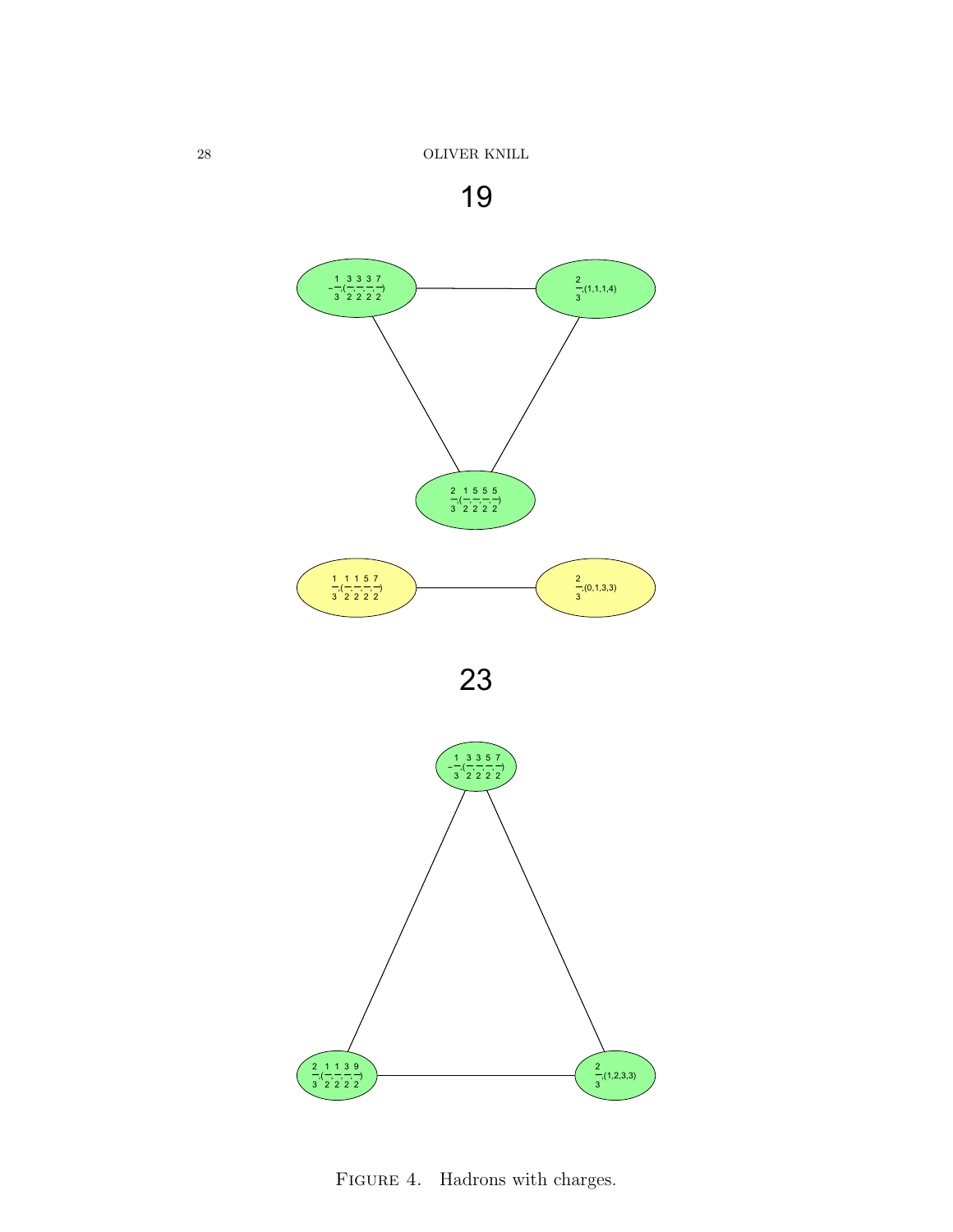FIGURE 4. Hadrons with charges.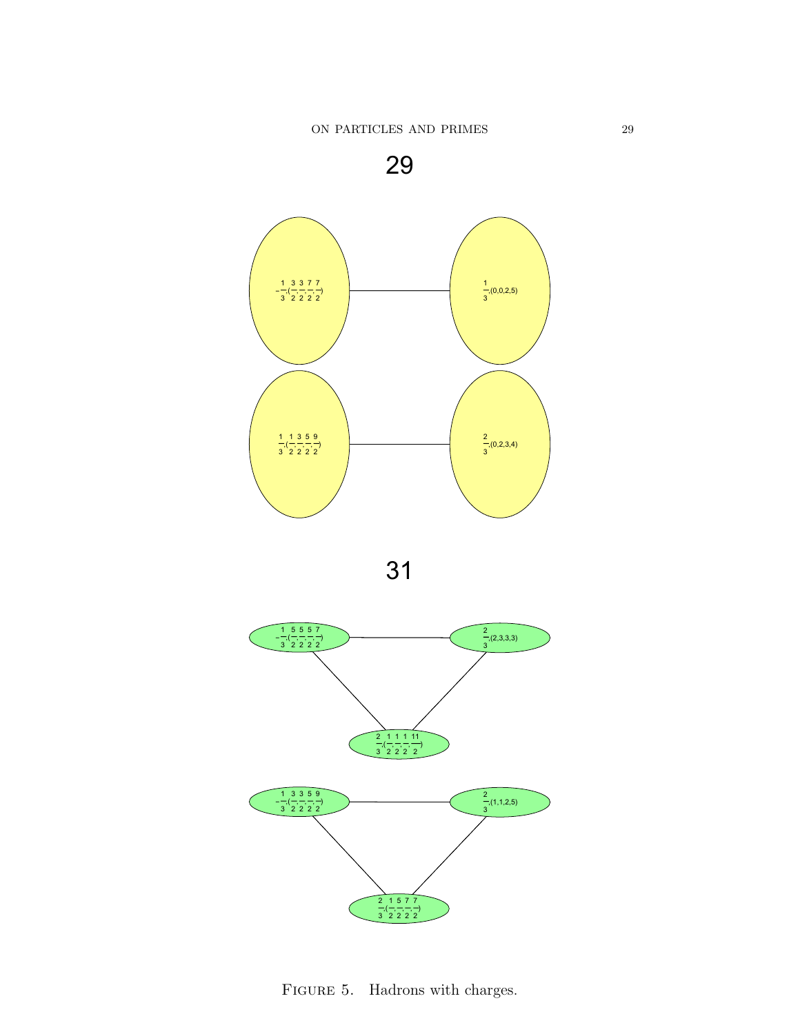29

$-\frac{1}{3},(\frac{3}{2},\frac{3}{2},\frac{7}{2},\frac{7}{2})$ — $\frac{1}{3},(0,0,2,5)$

$\frac{1}{3},(\frac{1}{2},\frac{3}{2},\frac{5}{2},\frac{9}{2})$ — $\frac{2}{3},(0,2,3,4)$

31

$-\frac{1}{3},(\frac{5}{2},\frac{5}{2},\frac{5}{2},\frac{7}{2})$ — $\frac{2}{3},(2,3,3,3)$ — $\frac{2}{3},(\frac{1}{2},\frac{1}{2},\frac{1}{2},\frac{11}{2})$

$-\frac{1}{3},(\frac{3}{2},\frac{3}{2},\frac{5}{2},\frac{9}{2})$ — $\frac{2}{3},(1,1,2,5)$ — $\frac{2}{3},(\frac{1}{2},\frac{5}{2},\frac{7}{2},\frac{7}{2})$

FIGURE 5. Hadrons with charges.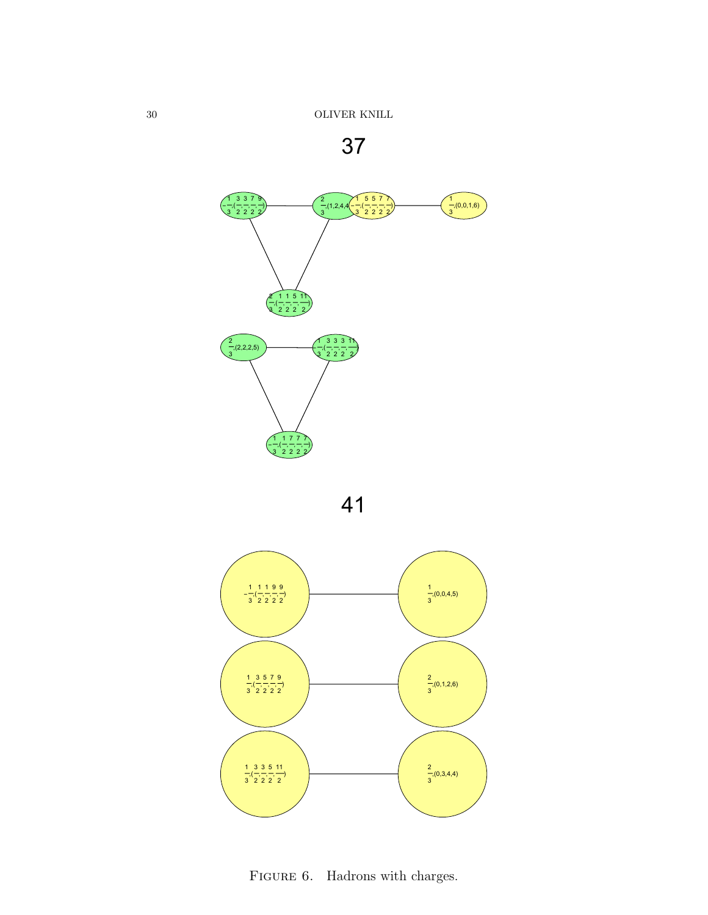37

41

FIGURE 6. Hadrons with charges.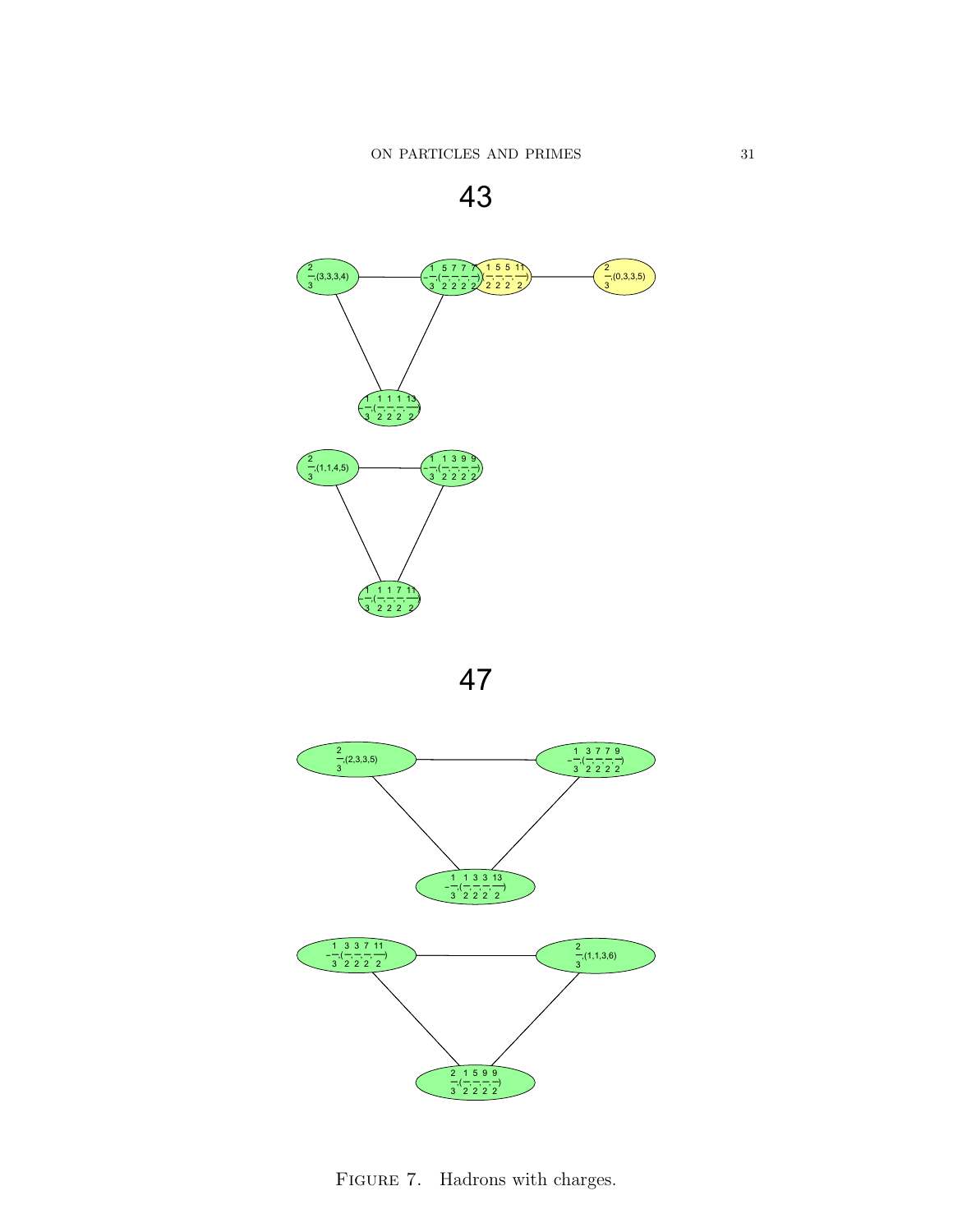43

$\frac{2}{3},(3,3,3,4)$ — $-\frac{1}{3},(\frac{5}{2},\frac{7}{2},\frac{7}{2},\frac{7}{2})$ — $(\frac{1}{2},\frac{5}{2},\frac{5}{2},\frac{11}{2})$ — $\frac{2}{3},(0,3,3,5)$

$-\frac{1}{3},(\frac{1}{2},\frac{1}{2},\frac{1}{2},\frac{13}{2})$

$\frac{2}{3},(1,1,4,5)$ — $-\frac{1}{3},(\frac{1}{2},\frac{3}{2},\frac{9}{2},\frac{9}{2})$

$-\frac{1}{3},(\frac{1}{2},\frac{1}{2},\frac{7}{2},\frac{11}{2})$

47

$\frac{2}{3},(2,3,3,5)$ — $-\frac{1}{3},(\frac{3}{2},\frac{7}{2},\frac{7}{2},\frac{9}{2})$

$-\frac{1}{3},(\frac{1}{2},\frac{3}{2},\frac{3}{2},\frac{13}{2})$

$-\frac{1}{3},(\frac{3}{2},\frac{3}{2},\frac{7}{2},\frac{11}{2})$ — $\frac{2}{3},(1,1,3,6)$

$\frac{2}{3},(\frac{1}{2},\frac{5}{2},\frac{9}{2},\frac{9}{2})$

Figure 7. Hadrons with charges.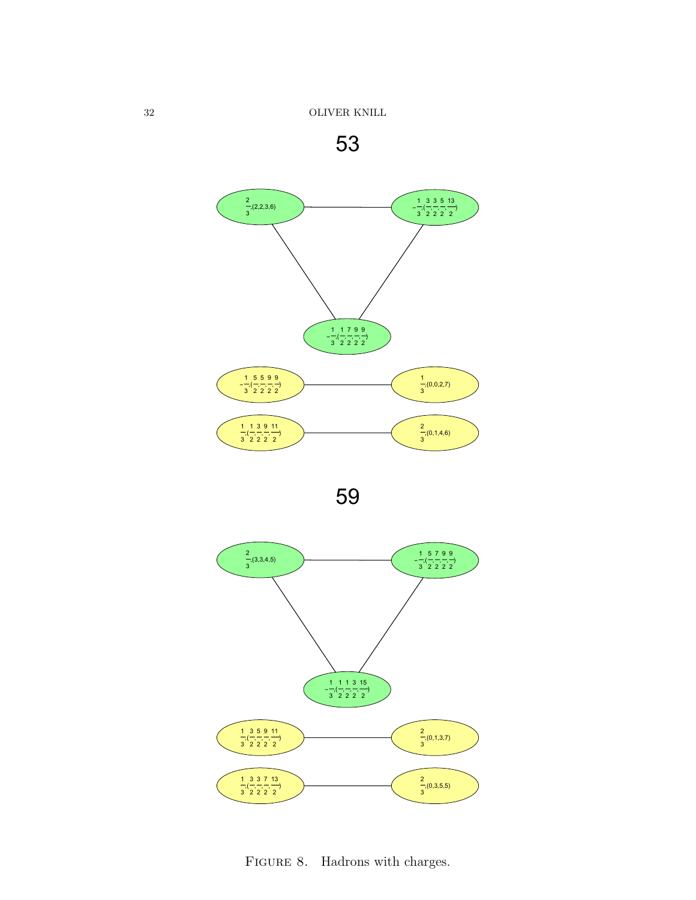53

$\frac{2}{3},(2,2,3,6)$

$-\frac{1}{3},(\frac{3}{2},\frac{3}{2},\frac{5}{2},\frac{13}{2})$

$-\frac{1}{3},(\frac{1}{2},\frac{7}{2},\frac{9}{2},\frac{9}{2})$

$-\frac{1}{3},(\frac{5}{2},\frac{5}{2},\frac{9}{2},\frac{9}{2})$

$\frac{1}{3},(0,0,2,7)$

$\frac{1}{3},(\frac{1}{2},\frac{3}{2},\frac{9}{2},\frac{11}{2})$

$\frac{2}{3},(0,1,4,6)$

59

$\frac{2}{3},(3,3,4,5)$

$-\frac{1}{3},(\frac{5}{2},\frac{7}{2},\frac{9}{2},\frac{9}{2})$

$-\frac{1}{3},(\frac{1}{2},\frac{1}{2},\frac{3}{2},\frac{15}{2})$

$\frac{1}{3},(\frac{3}{2},\frac{5}{2},\frac{9}{2},\frac{11}{2})$

$\frac{2}{3},(0,1,3,7)$

$\frac{1}{3},(\frac{3}{2},\frac{3}{2},\frac{7}{2},\frac{13}{2})$

$\frac{2}{3},(0,3,5,5)$

Figure 8. Hadrons with charges.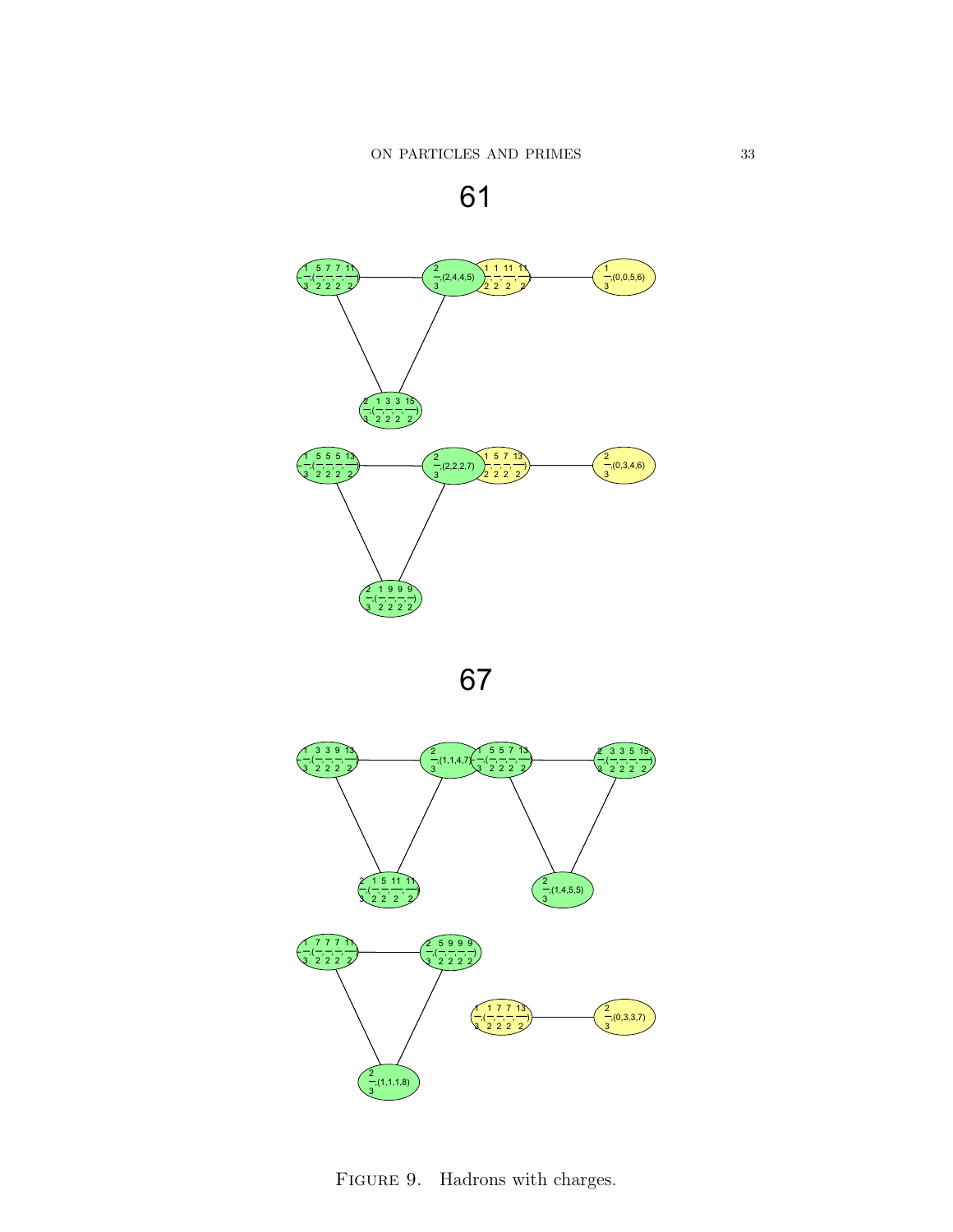61

67

FIGURE 9. Hadrons with charges.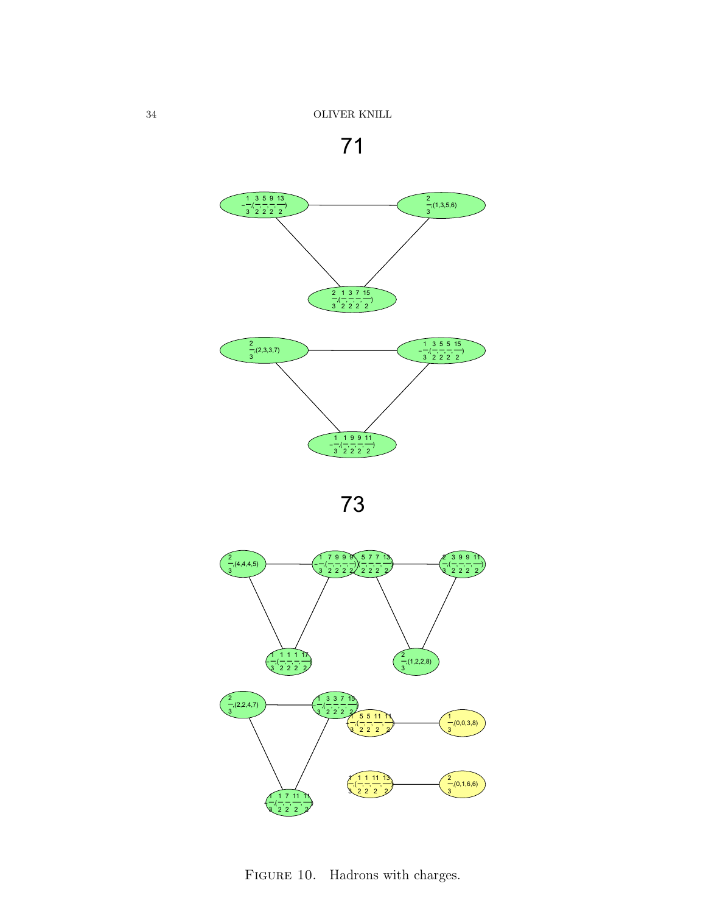FIGURE 10. Hadrons with charges.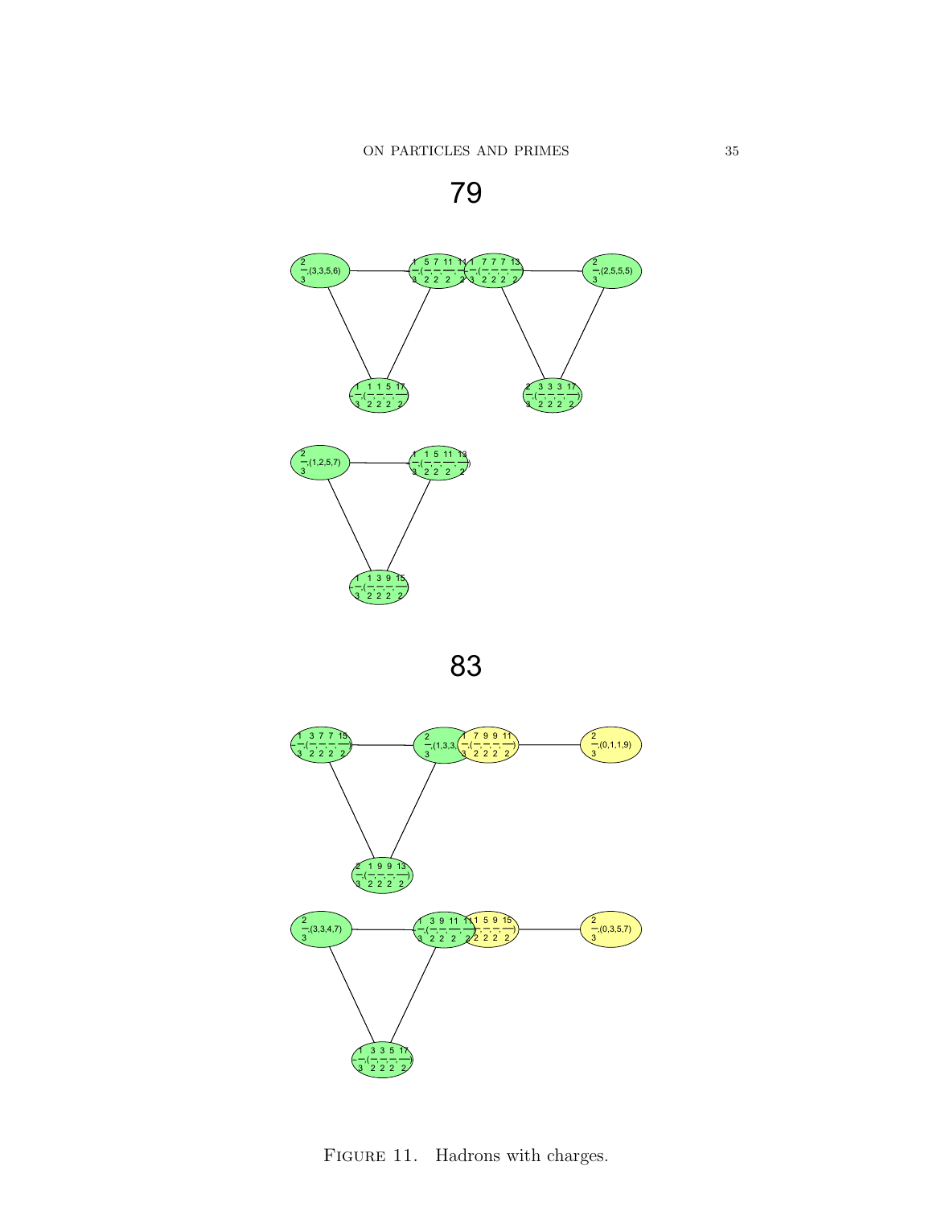79

83

Figure 11. Hadrons with charges.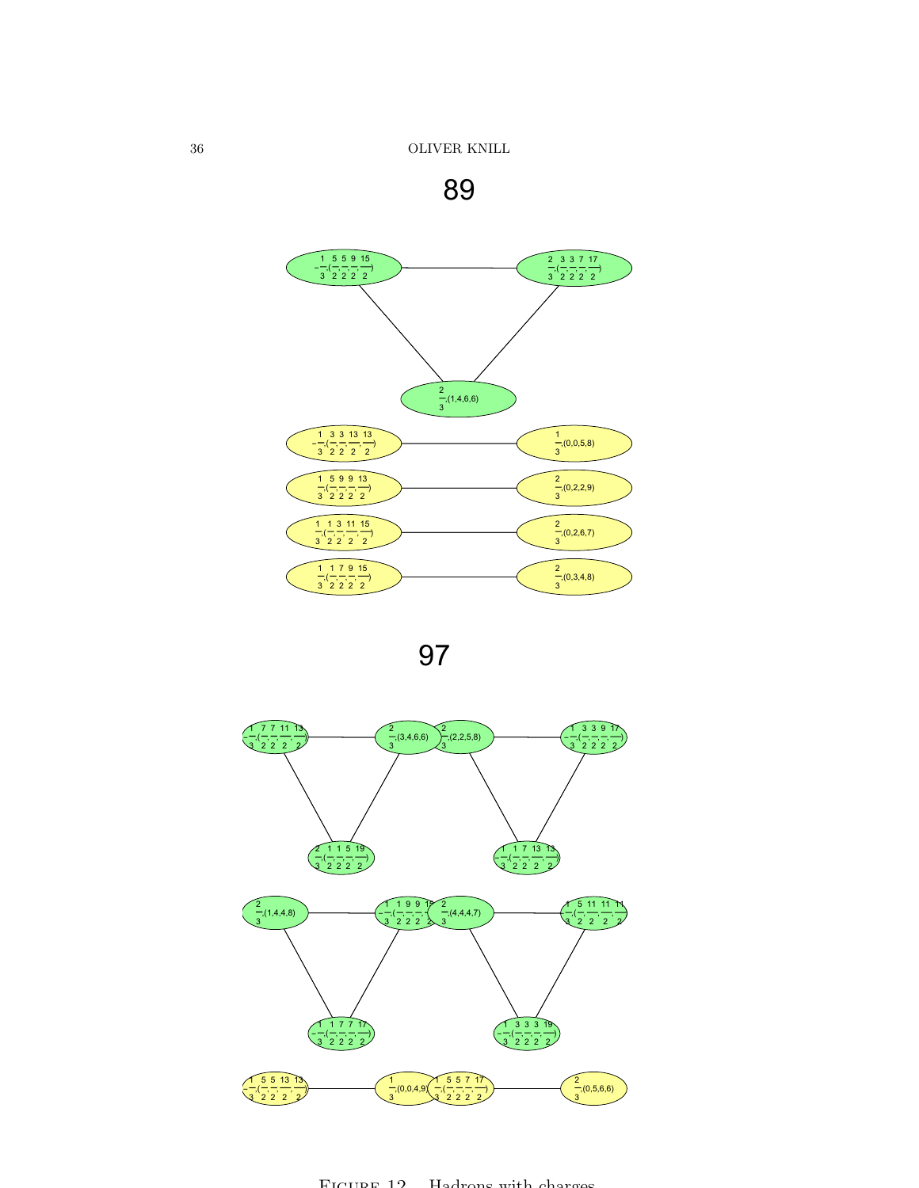89

97

Figure 12. Hadrons with charges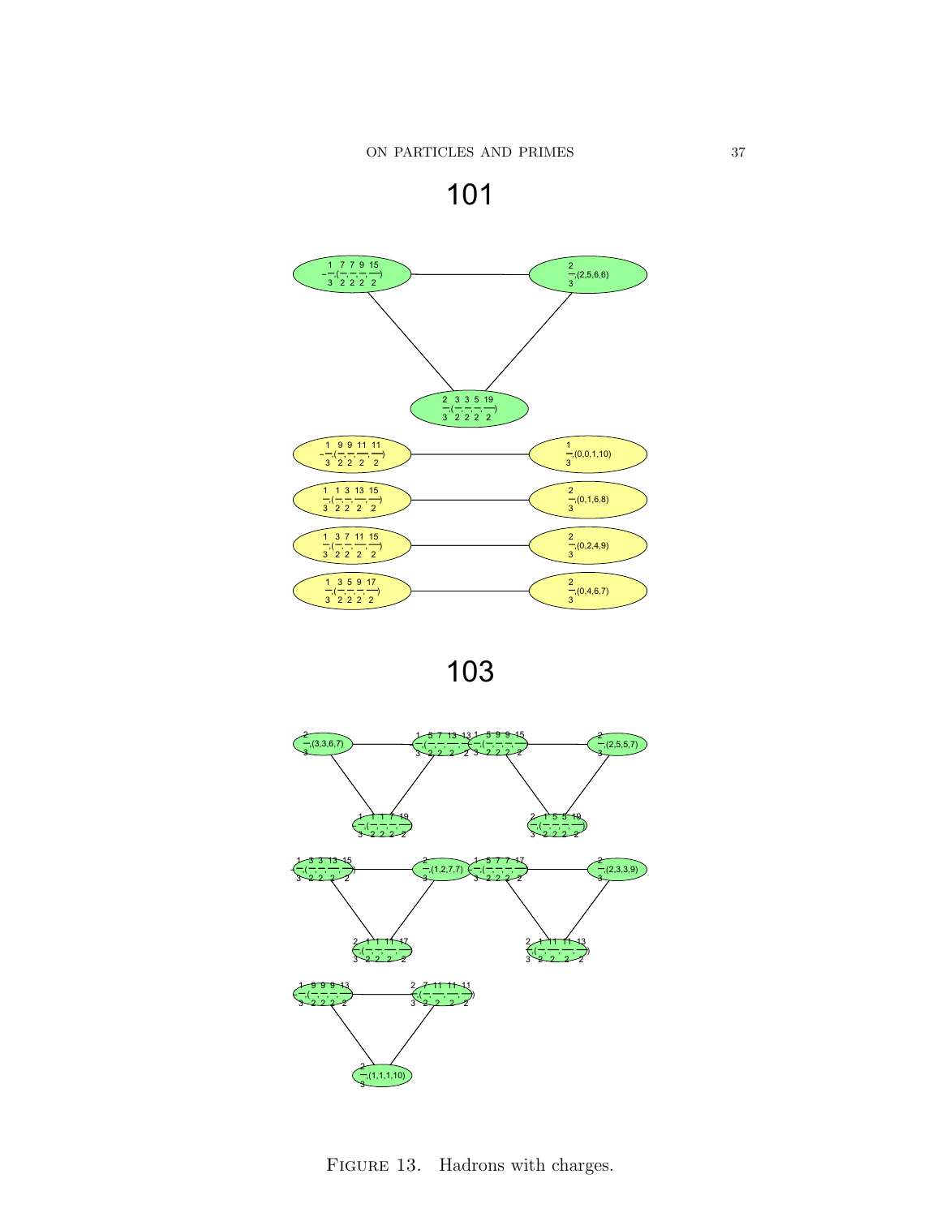101

$\frac{1}{3},(\frac{7}{2},\frac{7}{2},\frac{9}{2},\frac{15}{2})$ — $\frac{2}{3},(2,5,6,6)$

$\frac{2}{3},(\frac{3}{2},\frac{3}{2},\frac{5}{2},\frac{19}{2})$

$\frac{1}{3},(\frac{9}{2},\frac{9}{2},\frac{11}{2},\frac{11}{2})$ — $\frac{1}{3},(0,0,1,10)$

$\frac{1}{3},(\frac{1}{2},\frac{3}{2},\frac{13}{2},\frac{15}{2})$ — $\frac{2}{3},(0,1,6,8)$

$\frac{1}{3},(\frac{3}{2},\frac{7}{2},\frac{11}{2},\frac{15}{2})$ — $\frac{2}{3},(0,2,4,9)$

$\frac{1}{3},(\frac{3}{2},\frac{5}{2},\frac{9}{2},\frac{17}{2})$ — $\frac{2}{3},(0,4,6,7)$

103

$\frac{2}{3},(3,3,6,7)$ — $\frac{1}{3},(\frac{5}{2},\frac{7}{2},\frac{13}{2},\frac{13}{2})$ — $\frac{2}{3},(\frac{1}{2},\frac{1}{2},\frac{7}{2},\frac{19}{2})$

$\frac{1}{3},(\frac{5}{2},\frac{9}{2},\frac{9}{2},\frac{15}{2})$ — $\frac{2}{3},(2,5,5,7)$ — $\frac{2}{3},(\frac{1}{2},\frac{5}{2},\frac{5}{2},\frac{19}{2})$

$\frac{1}{3},(\frac{3}{2},\frac{3}{2},\frac{13}{2},\frac{15}{2})$ — $\frac{2}{3},(1,2,7,7)$ — $\frac{2}{3},(\frac{1}{2},\frac{1}{2},\frac{11}{2},\frac{17}{2})$

$\frac{1}{3},(\frac{5}{2},\frac{7}{2},\frac{7}{2},\frac{17}{2})$ — $\frac{2}{3},(2,3,3,9)$ — $\frac{2}{3},(\frac{1}{2},\frac{11}{2},\frac{11}{2},\frac{13}{2})$

$\frac{1}{3},(\frac{9}{2},\frac{9}{2},\frac{9}{2},\frac{13}{2})$ — $\frac{2}{3},(\frac{7}{2},\frac{11}{2},\frac{11}{2},\frac{11}{2})$ — $\frac{2}{3},(1,1,1,10)$

FIGURE 13. Hadrons with charges.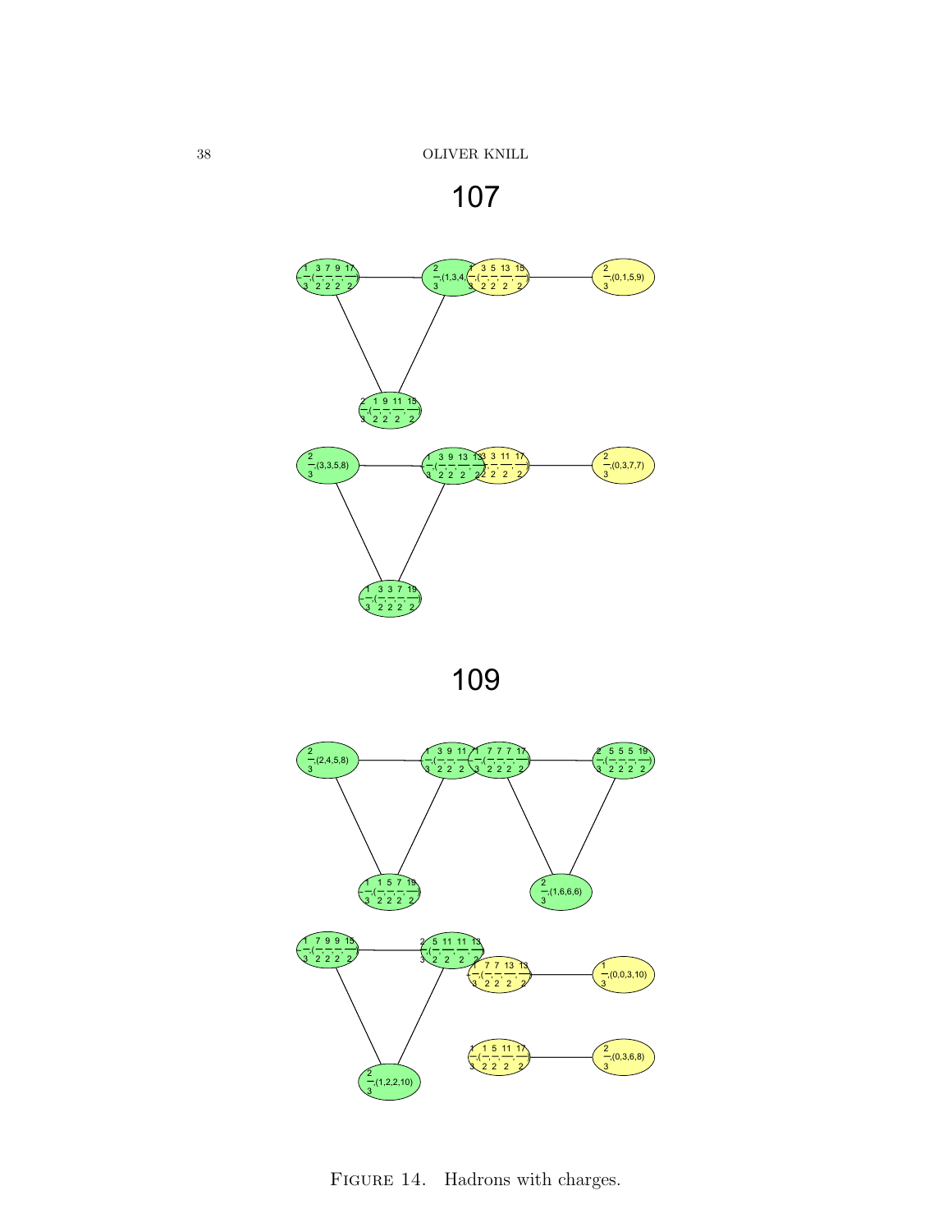FIGURE 14. Hadrons with charges.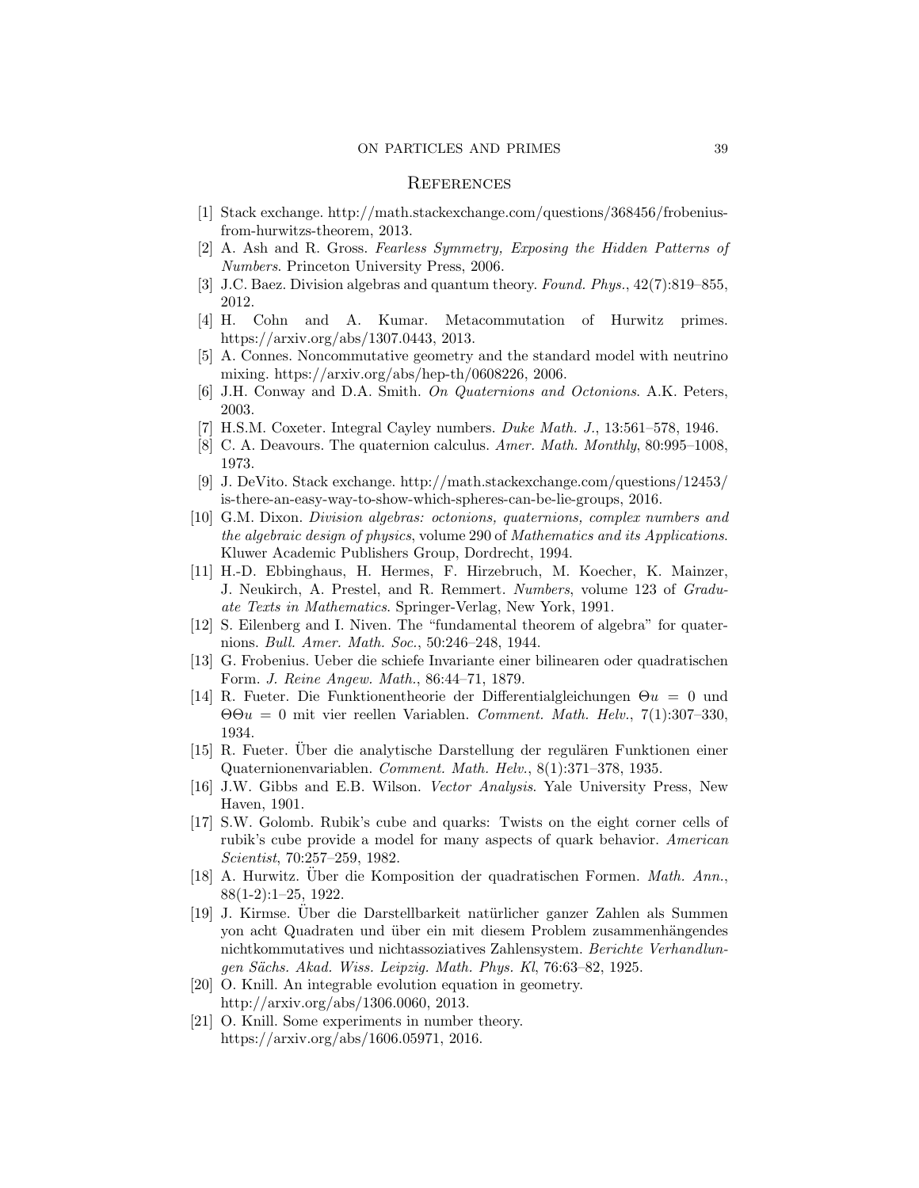## References

[1] Stack exchange. http://math.stackexchange.com/questions/368456/frobenius-from-hurwitzs-theorem, 2013.

[2] A. Ash and R. Gross. *Fearless Symmetry, Exposing the Hidden Patterns of Numbers*. Princeton University Press, 2006.

[3] J.C. Baez. Division algebras and quantum theory. *Found. Phys.*, 42(7):819–855, 2012.

[4] H. Cohn and A. Kumar. Metacommutation of Hurwitz primes. https://arxiv.org/abs/1307.0443, 2013.

[5] A. Connes. Noncommutative geometry and the standard model with neutrino mixing. https://arxiv.org/abs/hep-th/0608226, 2006.

[6] J.H. Conway and D.A. Smith. *On Quaternions and Octonions*. A.K. Peters, 2003.

[7] H.S.M. Coxeter. Integral Cayley numbers. *Duke Math. J.*, 13:561–578, 1946.

[8] C. A. Deavours. The quaternion calculus. *Amer. Math. Monthly*, 80:995–1008, 1973.

[9] J. DeVito. Stack exchange. http://math.stackexchange.com/questions/12453/is-there-an-easy-way-to-show-which-spheres-can-be-lie-groups, 2016.

[10] G.M. Dixon. *Division algebras: octonions, quaternions, complex numbers and the algebraic design of physics*, volume 290 of *Mathematics and its Applications*. Kluwer Academic Publishers Group, Dordrecht, 1994.

[11] H.-D. Ebbinghaus, H. Hermes, F. Hirzebruch, M. Koecher, K. Mainzer, J. Neukirch, A. Prestel, and R. Remmert. *Numbers*, volume 123 of *Graduate Texts in Mathematics*. Springer-Verlag, New York, 1991.

[12] S. Eilenberg and I. Niven. The "fundamental theorem of algebra" for quaternions. *Bull. Amer. Math. Soc.*, 50:246–248, 1944.

[13] G. Frobenius. Ueber die schiefe Invariante einer bilinearen oder quadratischen Form. *J. Reine Angew. Math.*, 86:44–71, 1879.

[14] R. Fueter. Die Funktionentheorie der Differentialgleichungen $\Theta u = 0$ und $\Theta\Theta u = 0$ mit vier reellen Variablen. *Comment. Math. Helv.*, 7(1):307–330, 1934.

[15] R. Fueter. Über die analytische Darstellung der regulären Funktionen einer Quaternionenvariablen. *Comment. Math. Helv.*, 8(1):371–378, 1935.

[16] J.W. Gibbs and E.B. Wilson. *Vector Analysis*. Yale University Press, New Haven, 1901.

[17] S.W. Golomb. Rubik's cube and quarks: Twists on the eight corner cells of rubik's cube provide a model for many aspects of quark behavior. *American Scientist*, 70:257–259, 1982.

[18] A. Hurwitz. Über die Komposition der quadratischen Formen. *Math. Ann.*, 88(1-2):1–25, 1922.

[19] J. Kirmse. Über die Darstellbarkeit natürlicher ganzer Zahlen als Summen yon acht Quadraten und über ein mit diesem Problem zusammenhängendes nichtkommutatives und nichtassoziatives Zahlensystem. *Berichte Verhandlungen Sächs. Akad. Wiss. Leipzig. Math. Phys. Kl*, 76:63–82, 1925.

[20] O. Knill. An integrable evolution equation in geometry. http://arxiv.org/abs/1306.0060, 2013.

[21] O. Knill. Some experiments in number theory. https://arxiv.org/abs/1606.05971, 2016.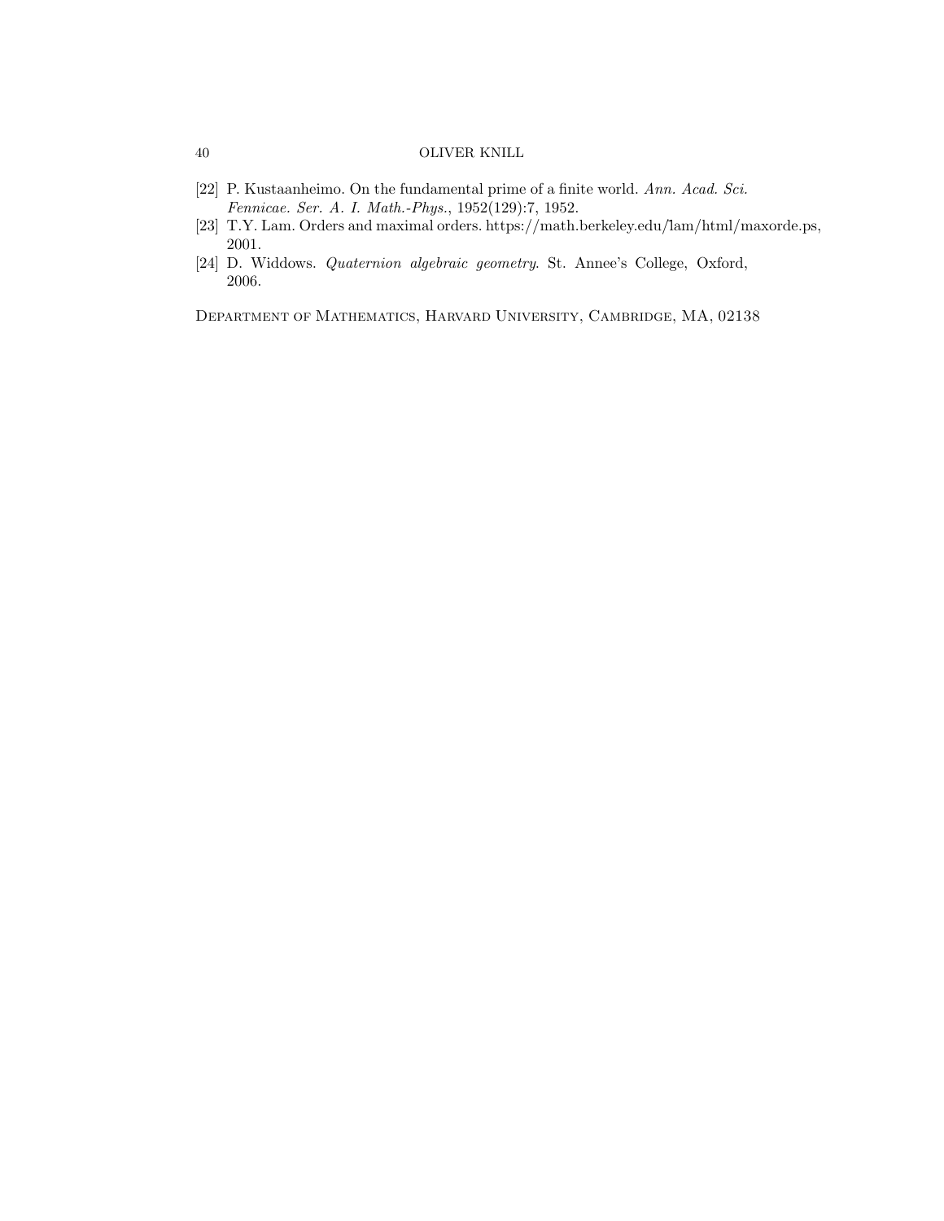[22] P. Kustaanheimo. On the fundamental prime of a finite world. *Ann. Acad. Sci. Fennicae. Ser. A. I. Math.-Phys.*, 1952(129):7, 1952.

[23] T.Y. Lam. Orders and maximal orders. https://math.berkeley.edu/lam/html/maxorde.ps, 2001.

[24] D. Widdows. *Quaternion algebraic geometry*. St. Annee's College, Oxford, 2006.

Department of Mathematics, Harvard University, Cambridge, MA, 02138